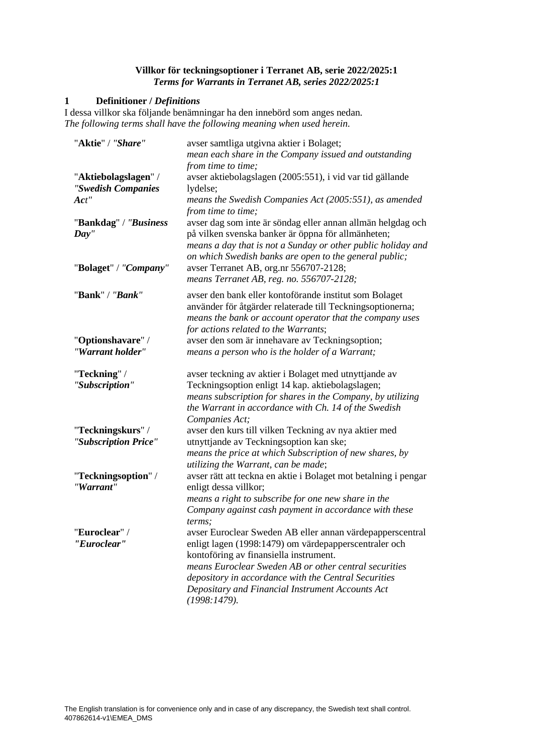**Villkor för teckningsoptioner i Terranet AB, serie 2022/2025:1**
***Terms for Warrants in Terranet AB, series 2022/2025:1***

## 1 Definitioner / *Definitions*

I dessa villkor ska följande benämningar ha den innebörd som anges nedan.
*The following terms shall have the following meaning when used herein.*

| | |
|---|---|
| "**Aktie**" / *"**Share**"* | avser samtliga utgivna aktier i Bolaget;<br>*mean each share in the Company issued and outstanding from time to time;* |
| "**Aktiebolagslagen**" / *"**Swedish Companies Act**"* | avser aktiebolagslagen (2005:551), i vid var tid gällande lydelse;<br>*means the Swedish Companies Act (2005:551), as amended from time to time;* |
| "**Bankdag**" / *"**Business Day**"* | avser dag som inte är söndag eller annan allmän helgdag och på vilken svenska banker är öppna för allmänheten;<br>*means a day that is not a Sunday or other public holiday and on which Swedish banks are open to the general public;* |
| "**Bolaget**" / *"**Company**"* | avser Terranet AB, org.nr 556707-2128;<br>*means Terranet AB, reg. no. 556707-2128;* |
| "**Bank**" / *"**Bank**"* | avser den bank eller kontoförande institut som Bolaget använder för åtgärder relaterade till Teckningsoptionerna;<br>*means the bank or account operator that the company uses for actions related to the Warrants*; |
| "**Optionshavare**" / *"**Warrant holder**"* | avser den som är innehavare av Teckningsoption;<br>*means a person who is the holder of a Warrant;* |
| "**Teckning**" / *"**Subscription**"* | avser teckning av aktier i Bolaget med utnyttjande av Teckningsoption enligt 14 kap. aktiebolagslagen;<br>*means subscription for shares in the Company, by utilizing the Warrant in accordance with Ch. 14 of the Swedish Companies Act;* |
| "**Teckningskurs**" / *"**Subscription Price**"* | avser den kurs till vilken Teckning av nya aktier med utnyttjande av Teckningsoption kan ske;<br>*means the price at which Subscription of new shares, by utilizing the Warrant, can be made*; |
| "**Teckningsoption**" / *"**Warrant**"* | avser rätt att teckna en aktie i Bolaget mot betalning i pengar enligt dessa villkor;<br>*means a right to subscribe for one new share in the Company against cash payment in accordance with these terms;* |
| "**Euroclear**" / *"**Euroclear**"* | avser Euroclear Sweden AB eller annan värdepapperscentral enligt lagen (1998:1479) om värdepapperscentraler och kontoföring av finansiella instrument.<br>*means Euroclear Sweden AB or other central securities depository in accordance with the Central Securities Depositary and Financial Instrument Accounts Act (1998:1479).* |

The English translation is for convenience only and in case of any discrepancy, the Swedish text shall control.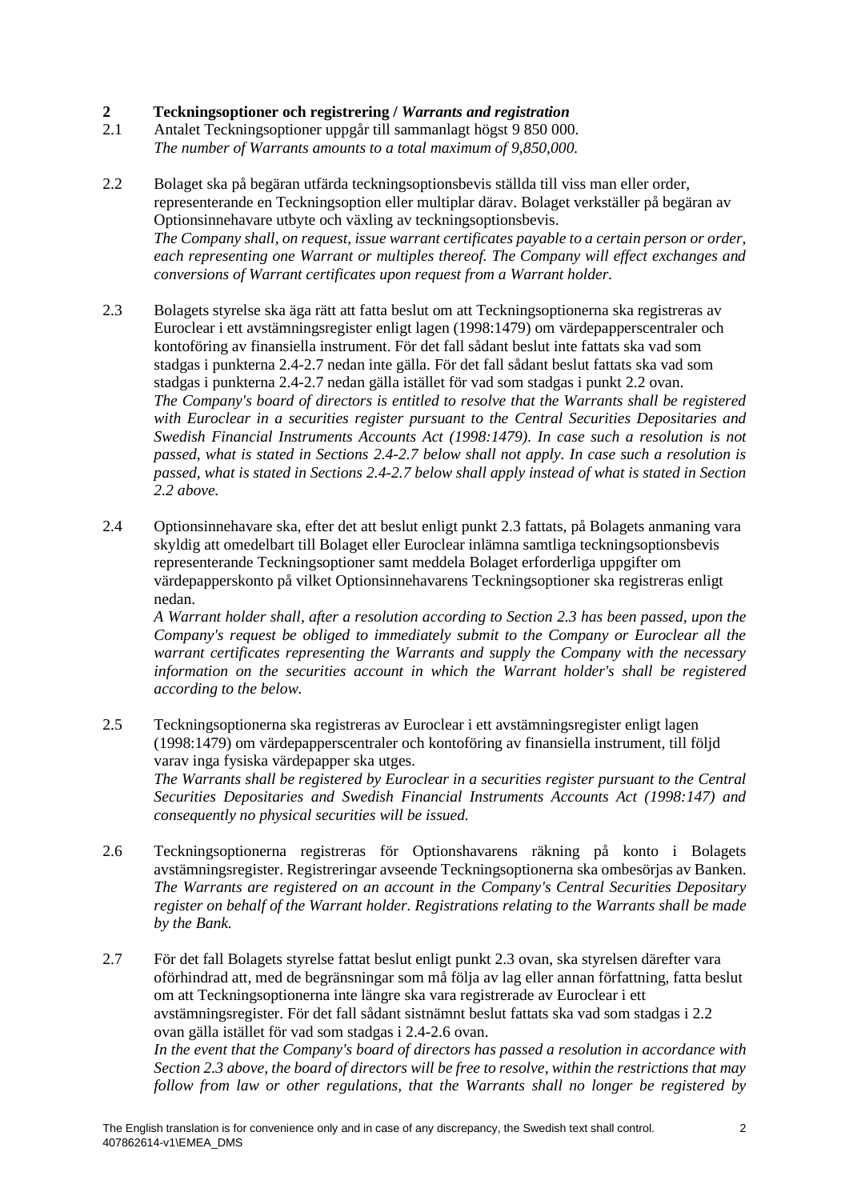## 2 Teckningsoptioner och registrering / *Warrants and registration*

2.1 Antalet Teckningsoptioner uppgår till sammanlagt högst 9 850 000.
*The number of Warrants amounts to a total maximum of 9,850,000.*

2.2 Bolaget ska på begäran utfärda teckningsoptionsbevis ställda till viss man eller order, representerande en Teckningsoption eller multiplar därav. Bolaget verkställer på begäran av Optionsinnehavare utbyte och växling av teckningsoptionsbevis.
*The Company shall, on request, issue warrant certificates payable to a certain person or order, each representing one Warrant or multiples thereof. The Company will effect exchanges and conversions of Warrant certificates upon request from a Warrant holder.*

2.3 Bolagets styrelse ska äga rätt att fatta beslut om att Teckningsoptionerna ska registreras av Euroclear i ett avstämningsregister enligt lagen (1998:1479) om värdepapperscentraler och kontoföring av finansiella instrument. För det fall sådant beslut inte fattats ska vad som stadgas i punkterna 2.4-2.7 nedan inte gälla. För det fall sådant beslut fattats ska vad som stadgas i punkterna 2.4-2.7 nedan gälla istället för vad som stadgas i punkt 2.2 ovan.
*The Company's board of directors is entitled to resolve that the Warrants shall be registered with Euroclear in a securities register pursuant to the Central Securities Depositaries and Swedish Financial Instruments Accounts Act (1998:1479). In case such a resolution is not passed, what is stated in Sections 2.4-2.7 below shall not apply. In case such a resolution is passed, what is stated in Sections 2.4-2.7 below shall apply instead of what is stated in Section 2.2 above.*

2.4 Optionsinnehavare ska, efter det att beslut enligt punkt 2.3 fattats, på Bolagets anmaning vara skyldig att omedelbart till Bolaget eller Euroclear inlämna samtliga teckningsoptionsbevis representerande Teckningsoptioner samt meddela Bolaget erforderliga uppgifter om värdepapperskonto på vilket Optionsinnehavarens Teckningsoptioner ska registreras enligt nedan.
*A Warrant holder shall, after a resolution according to Section 2.3 has been passed, upon the Company's request be obliged to immediately submit to the Company or Euroclear all the warrant certificates representing the Warrants and supply the Company with the necessary information on the securities account in which the Warrant holder's shall be registered according to the below.*

2.5 Teckningsoptionerna ska registreras av Euroclear i ett avstämningsregister enligt lagen (1998:1479) om värdepapperscentraler och kontoföring av finansiella instrument, till följd varav inga fysiska värdepapper ska utges.
*The Warrants shall be registered by Euroclear in a securities register pursuant to the Central Securities Depositaries and Swedish Financial Instruments Accounts Act (1998:147) and consequently no physical securities will be issued.*

2.6 Teckningsoptionerna registreras för Optionshavarens räkning på konto i Bolagets avstämningsregister. Registreringar avseende Teckningsoptionerna ska ombesörjas av Banken.
*The Warrants are registered on an account in the Company's Central Securities Depositary register on behalf of the Warrant holder. Registrations relating to the Warrants shall be made by the Bank.*

2.7 För det fall Bolagets styrelse fattat beslut enligt punkt 2.3 ovan, ska styrelsen därefter vara oförhindrad att, med de begränsningar som må följa av lag eller annan författning, fatta beslut om att Teckningsoptionerna inte längre ska vara registrerade av Euroclear i ett avstämningsregister. För det fall sådant sistnämnt beslut fattats ska vad som stadgas i 2.2 ovan gälla istället för vad som stadgas i 2.4-2.6 ovan.
*In the event that the Company's board of directors has passed a resolution in accordance with Section 2.3 above, the board of directors will be free to resolve, within the restrictions that may follow from law or other regulations, that the Warrants shall no longer be registered by*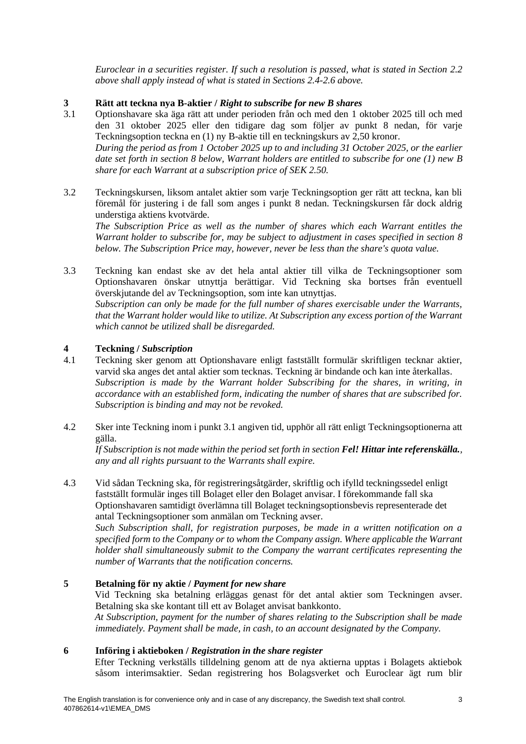*Euroclear in a securities register. If such a resolution is passed, what is stated in Section 2.2 above shall apply instead of what is stated in Sections 2.4-2.6 above.*

## 3 Rätt att teckna nya B-aktier / *Right to subscribe for new B shares*

3.1 Optionshavare ska äga rätt att under perioden från och med den 1 oktober 2025 till och med den 31 oktober 2025 eller den tidigare dag som följer av punkt 8 nedan, för varje Teckningsoption teckna en (1) ny B-aktie till en teckningskurs av 2,50 kronor.
*During the period as from 1 October 2025 up to and including 31 October 2025, or the earlier date set forth in section 8 below, Warrant holders are entitled to subscribe for one (1) new B share for each Warrant at a subscription price of SEK 2.50.*

3.2 Teckningskursen, liksom antalet aktier som varje Teckningsoption ger rätt att teckna, kan bli föremål för justering i de fall som anges i punkt 8 nedan. Teckningskursen får dock aldrig understiga aktiens kvotvärde.
*The Subscription Price as well as the number of shares which each Warrant entitles the Warrant holder to subscribe for, may be subject to adjustment in cases specified in section 8 below. The Subscription Price may, however, never be less than the share's quota value.*

3.3 Teckning kan endast ske av det hela antal aktier till vilka de Teckningsoptioner som Optionshavaren önskar utnyttja berättigar. Vid Teckning ska bortses från eventuell överskjutande del av Teckningsoption, som inte kan utnyttjas.
*Subscription can only be made for the full number of shares exercisable under the Warrants, that the Warrant holder would like to utilize. At Subscription any excess portion of the Warrant which cannot be utilized shall be disregarded.*

## 4 Teckning / *Subscription*

4.1 Teckning sker genom att Optionshavare enligt fastställt formulär skriftligen tecknar aktier, varvid ska anges det antal aktier som tecknas. Teckning är bindande och kan inte återkallas.
*Subscription is made by the Warrant holder Subscribing for the shares, in writing, in accordance with an established form, indicating the number of shares that are subscribed for. Subscription is binding and may not be revoked.*

4.2 Sker inte Teckning inom i punkt 3.1 angiven tid, upphör all rätt enligt Teckningsoptionerna att gälla.
*If Subscription is not made within the period set forth in section* ***Fel! Hittar inte referenskälla.****, any and all rights pursuant to the Warrants shall expire.*

4.3 Vid sådan Teckning ska, för registreringsåtgärder, skriftlig och ifylld teckningssedel enligt fastställt formulär inges till Bolaget eller den Bolaget anvisar. I förekommande fall ska Optionshavaren samtidigt överlämna till Bolaget teckningsoptionsbevis representerade det antal Teckningsoptioner som anmälan om Teckning avser.
*Such Subscription shall, for registration purposes, be made in a written notification on a specified form to the Company or to whom the Company assign. Where applicable the Warrant holder shall simultaneously submit to the Company the warrant certificates representing the number of Warrants that the notification concerns.*

## 5 Betalning för ny aktie / *Payment for new share*

Vid Teckning ska betalning erläggas genast för det antal aktier som Teckningen avser. Betalning ska ske kontant till ett av Bolaget anvisat bankkonto.
*At Subscription, payment for the number of shares relating to the Subscription shall be made immediately. Payment shall be made, in cash, to an account designated by the Company.*

## 6 Införing i aktieboken / *Registration in the share register*

Efter Teckning verkställs tilldelning genom att de nya aktierna upptas i Bolagets aktiebok såsom interimsaktier. Sedan registrering hos Bolagsverket och Euroclear ägt rum blir

The English translation is for convenience only and in case of any discrepancy, the Swedish text shall control.
407862614-v1\EMEA_DMS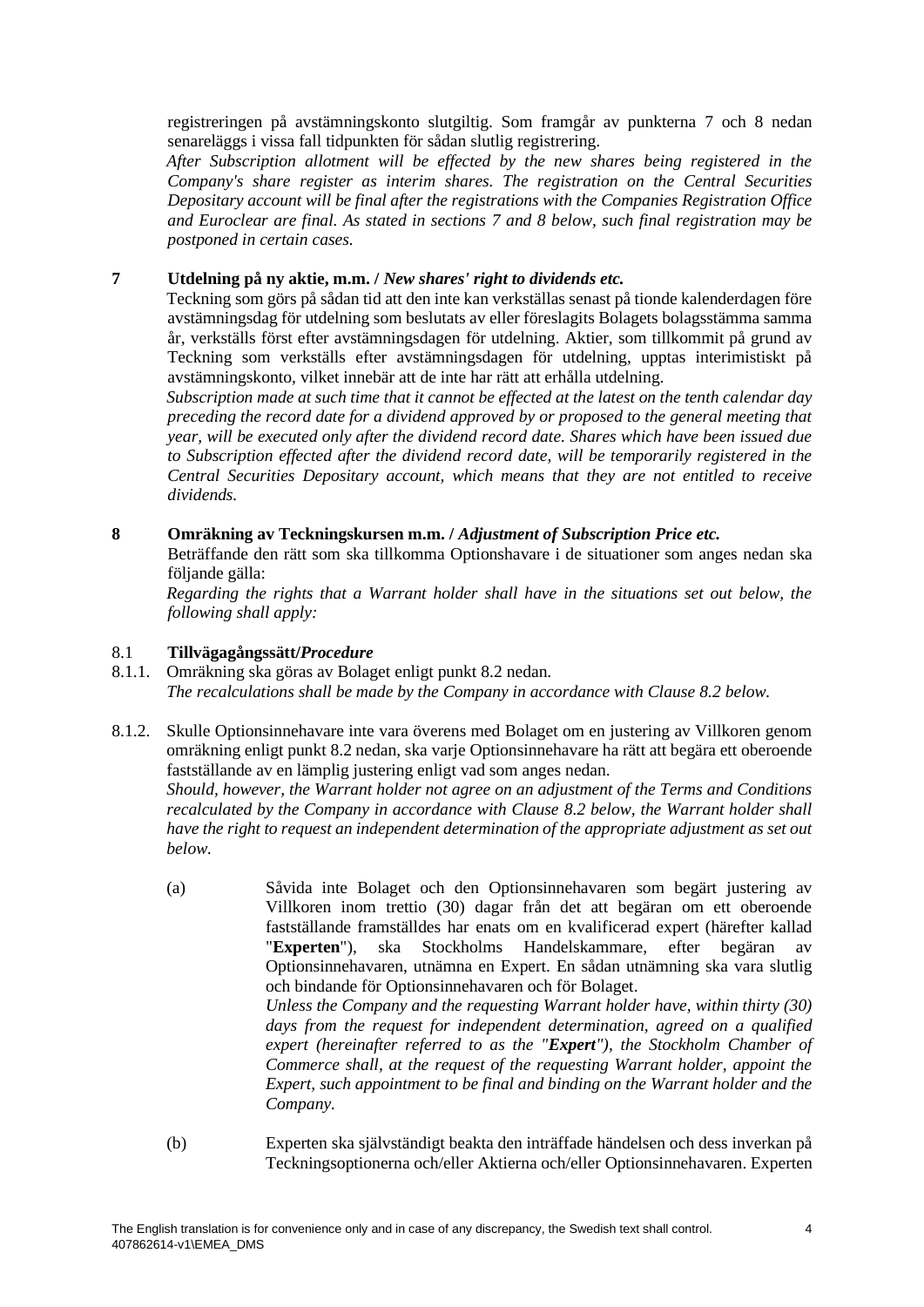registreringen på avstämningskonto slutgiltig. Som framgår av punkterna 7 och 8 nedan senareläggs i vissa fall tidpunkten för sådan slutlig registrering.
*After Subscription allotment will be effected by the new shares being registered in the Company's share register as interim shares. The registration on the Central Securities Depositary account will be final after the registrations with the Companies Registration Office and Euroclear are final. As stated in sections 7 and 8 below, such final registration may be postponed in certain cases.*

## 7 Utdelning på ny aktie, m.m. / *New shares' right to dividends etc.*

Teckning som görs på sådan tid att den inte kan verkställas senast på tionde kalenderdagen före avstämningsdag för utdelning som beslutats av eller föreslagits Bolagets bolagsstämma samma år, verkställs först efter avstämningsdagen för utdelning. Aktier, som tillkommit på grund av Teckning som verkställs efter avstämningsdagen för utdelning, upptas interimistiskt på avstämningskonto, vilket innebär att de inte har rätt att erhålla utdelning.
*Subscription made at such time that it cannot be effected at the latest on the tenth calendar day preceding the record date for a dividend approved by or proposed to the general meeting that year, will be executed only after the dividend record date. Shares which have been issued due to Subscription effected after the dividend record date, will be temporarily registered in the Central Securities Depositary account, which means that they are not entitled to receive dividends.*

## 8 Omräkning av Teckningskursen m.m. / *Adjustment of Subscription Price etc.*

Beträffande den rätt som ska tillkomma Optionshavare i de situationer som anges nedan ska följande gälla:
*Regarding the rights that a Warrant holder shall have in the situations set out below, the following shall apply:*

### 8.1 Tillvägagångssätt/*Procedure*

8.1.1. Omräkning ska göras av Bolaget enligt punkt 8.2 nedan.
*The recalculations shall be made by the Company in accordance with Clause 8.2 below.*

8.1.2. Skulle Optionsinnehavare inte vara överens med Bolaget om en justering av Villkoren genom omräkning enligt punkt 8.2 nedan, ska varje Optionsinnehavare ha rätt att begära ett oberoende fastställande av en lämplig justering enligt vad som anges nedan.
*Should, however, the Warrant holder not agree on an adjustment of the Terms and Conditions recalculated by the Company in accordance with Clause 8.2 below, the Warrant holder shall have the right to request an independent determination of the appropriate adjustment as set out below.*

(a) Såvida inte Bolaget och den Optionsinnehavaren som begärt justering av Villkoren inom trettio (30) dagar från det att begäran om ett oberoende fastställande framställdes har enats om en kvalificerad expert (härefter kallad "**Experten**"), ska Stockholms Handelskammare, efter begäran av Optionsinnehavaren, utnämna en Expert. En sådan utnämning ska vara slutlig och bindande för Optionsinnehavaren och för Bolaget.
*Unless the Company and the requesting Warrant holder have, within thirty (30) days from the request for independent determination, agreed on a qualified expert (hereinafter referred to as the "**Expert**"), the Stockholm Chamber of Commerce shall, at the request of the requesting Warrant holder, appoint the Expert, such appointment to be final and binding on the Warrant holder and the Company.*

(b) Experten ska självständigt beakta den inträffade händelsen och dess inverkan på Teckningsoptionerna och/eller Aktierna och/eller Optionsinnehavaren. Experten

The English translation is for convenience only and in case of any discrepancy, the Swedish text shall control.
407862614-v1\EMEA_DMS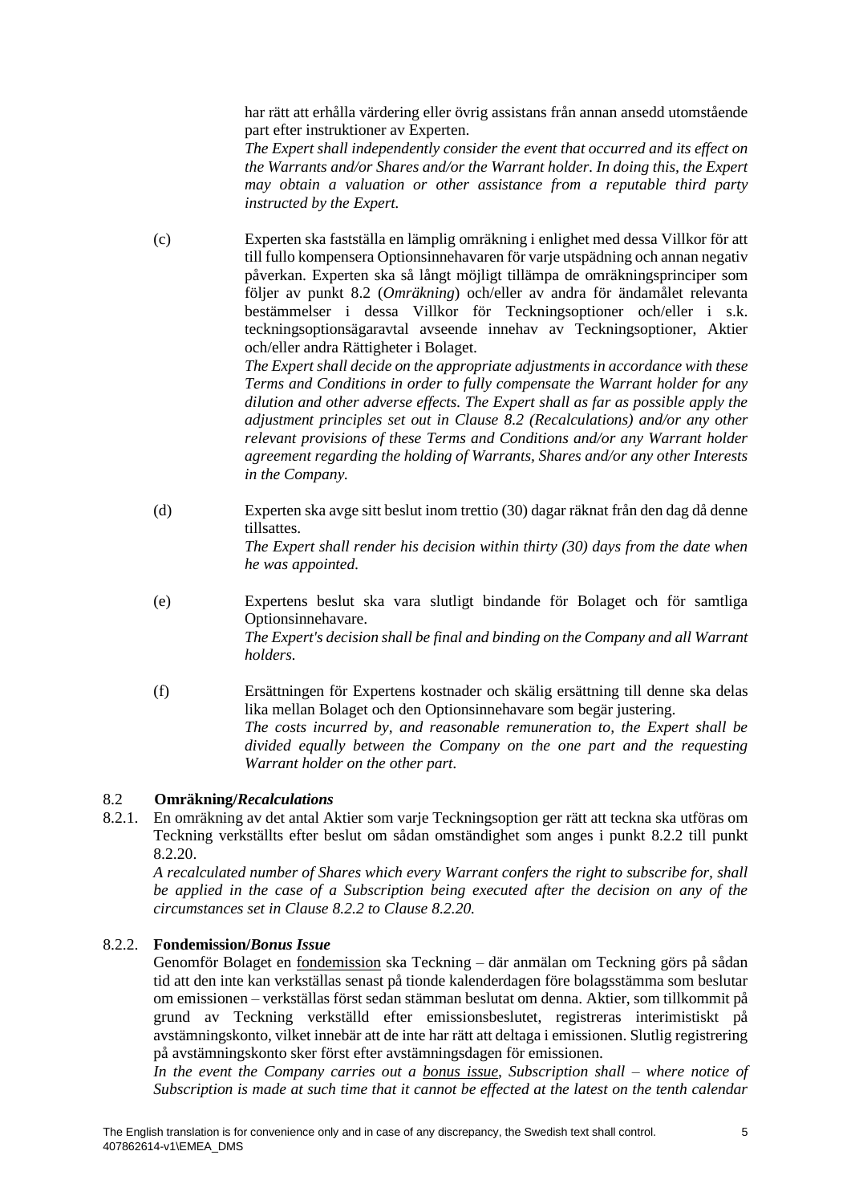har rätt att erhålla värdering eller övrig assistans från annan ansedd utomstående part efter instruktioner av Experten.
*The Expert shall independently consider the event that occurred and its effect on the Warrants and/or Shares and/or the Warrant holder. In doing this, the Expert may obtain a valuation or other assistance from a reputable third party instructed by the Expert.*

(c) Experten ska fastställa en lämplig omräkning i enlighet med dessa Villkor för att till fullo kompensera Optionsinnehavaren för varje utspädning och annan negativ påverkan. Experten ska så långt möjligt tillämpa de omräkningsprinciper som följer av punkt 8.2 (*Omräkning*) och/eller av andra för ändamålet relevanta bestämmelser i dessa Villkor för Teckningsoptioner och/eller i s.k. teckningsoptionsägaravtal avseende innehav av Teckningsoptioner, Aktier och/eller andra Rättigheter i Bolaget.
*The Expert shall decide on the appropriate adjustments in accordance with these Terms and Conditions in order to fully compensate the Warrant holder for any dilution and other adverse effects. The Expert shall as far as possible apply the adjustment principles set out in Clause 8.2 (Recalculations) and/or any other relevant provisions of these Terms and Conditions and/or any Warrant holder agreement regarding the holding of Warrants, Shares and/or any other Interests in the Company.*

(d) Experten ska avge sitt beslut inom trettio (30) dagar räknat från den dag då denne tillsattes.
*The Expert shall render his decision within thirty (30) days from the date when he was appointed.*

(e) Expertens beslut ska vara slutligt bindande för Bolaget och för samtliga Optionsinnehavare.
*The Expert's decision shall be final and binding on the Company and all Warrant holders.*

(f) Ersättningen för Expertens kostnader och skälig ersättning till denne ska delas lika mellan Bolaget och den Optionsinnehavare som begär justering.
*The costs incurred by, and reasonable remuneration to, the Expert shall be divided equally between the Company on the one part and the requesting Warrant holder on the other part.*

### 8.2 Omräkning/*Recalculations*

8.2.1. En omräkning av det antal Aktier som varje Teckningsoption ger rätt att teckna ska utföras om Teckning verkställts efter beslut om sådan omständighet som anges i punkt 8.2.2 till punkt 8.2.20.
*A recalculated number of Shares which every Warrant confers the right to subscribe for, shall be applied in the case of a Subscription being executed after the decision on any of the circumstances set in Clause 8.2.2 to Clause 8.2.20.*

8.2.2. **Fondemission/*Bonus Issue***

Genomför Bolaget en fondemission ska Teckning – där anmälan om Teckning görs på sådan tid att den inte kan verkställas senast på tionde kalenderdagen före bolagsstämma som beslutar om emissionen – verkställas först sedan stämman beslutat om denna. Aktier, som tillkommit på grund av Teckning verkställd efter emissionsbeslutet, registreras interimistiskt på avstämningskonto, vilket innebär att de inte har rätt att deltaga i emissionen. Slutlig registrering på avstämningskonto sker först efter avstämningsdagen för emissionen.
*In the event the Company carries out a bonus issue, Subscription shall – where notice of Subscription is made at such time that it cannot be effected at the latest on the tenth calendar*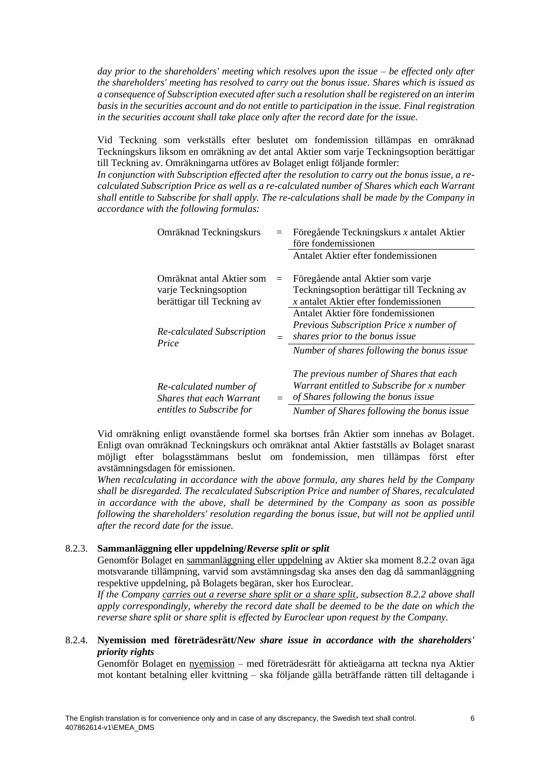*day prior to the shareholders' meeting which resolves upon the issue – be effected only after the shareholders' meeting has resolved to carry out the bonus issue. Shares which is issued as a consequence of Subscription executed after such a resolution shall be registered on an interim basis in the securities account and do not entitle to participation in the issue. Final registration in the securities account shall take place only after the record date for the issue.*

Vid Teckning som verkställs efter beslutet om fondemission tillämpas en omräknad Teckningskurs liksom en omräkning av det antal Aktier som varje Teckningsoption berättigar till Teckning av. Omräkningarna utföres av Bolaget enligt följande formler:
*In conjunction with Subscription effected after the resolution to carry out the bonus issue, a re-calculated Subscription Price as well as a re-calculated number of Shares which each Warrant shall entitle to Subscribe for shall apply. The re-calculations shall be made by the Company in accordance with the following formulas:*

$$\text{Omräknad Teckningskurs} = \frac{\text{Föregående Teckningskurs } x \text{ antalet Aktier före fondemissionen}}{\text{Antalet Aktier efter fondemissionen}}$$

$$\text{Omräknat antal Aktier som varje Teckningsoption berättigar till Teckning av} = \frac{\text{Föregående antal Aktier som varje Teckningsoption berättigar till Teckning av } x \text{ antalet Aktier efter fondemissionen}}{\text{Antalet Aktier före fondemissionen}}$$

$$\textit{Re-calculated Subscription Price} = \frac{\textit{Previous Subscription Price x number of shares prior to the bonus issue}}{\textit{Number of shares following the bonus issue}}$$

$$\textit{Re-calculated number of Shares that each Warrant entitles to Subscribe for} = \frac{\textit{The previous number of Shares that each Warrant entitled to Subscribe for x number of Shares following the bonus issue}}{\textit{Number of Shares following the bonus issue}}$$

Vid omräkning enligt ovanstående formel ska bortses från Aktier som innehas av Bolaget. Enligt ovan omräknad Teckningskurs och omräknat antal Aktier fastställs av Bolaget snarast möjligt efter bolagsstämmans beslut om fondemission, men tillämpas först efter avstämningsdagen för emissionen.
*When recalculating in accordance with the above formula, any shares held by the Company shall be disregarded. The recalculated Subscription Price and number of Shares, recalculated in accordance with the above, shall be determined by the Company as soon as possible following the shareholders' resolution regarding the bonus issue, but will not be applied until after the record date for the issue.*

8.2.3. **Sammanläggning eller uppdelning/*Reverse split or split***

Genomför Bolaget en <u>sammanläggning eller uppdelning</u> av Aktier ska moment 8.2.2 ovan äga motsvarande tillämpning, varvid som avstämningsdag ska anses den dag då sammanläggning respektive uppdelning, på Bolagets begäran, sker hos Euroclear.
*If the Company <u>carries out a reverse share split or a share split</u>, subsection 8.2.2 above shall apply correspondingly, whereby the record date shall be deemed to be the date on which the reverse share split or share split is effected by Euroclear upon request by the Company.*

8.2.4. **Nyemission med företrädesrätt/*New share issue in accordance with the shareholders' priority rights***

Genomför Bolaget en <u>nyemission</u> – med företrädesrätt för aktieägarna att teckna nya Aktier mot kontant betalning eller kvittning – ska följande gälla beträffande rätten till deltagande i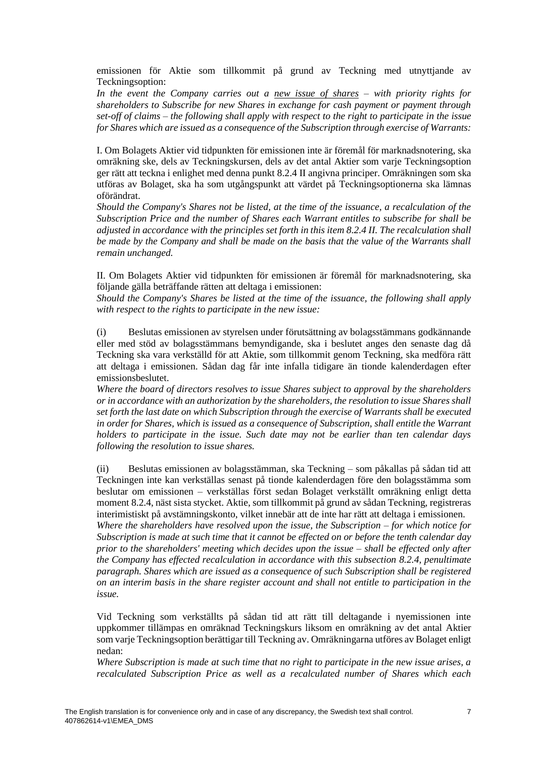emissionen för Aktie som tillkommit på grund av Teckning med utnyttjande av Teckningsoption:

*In the event the Company carries out a <u>new issue of shares</u> – with priority rights for shareholders to Subscribe for new Shares in exchange for cash payment or payment through set-off of claims – the following shall apply with respect to the right to participate in the issue for Shares which are issued as a consequence of the Subscription through exercise of Warrants:*

I. Om Bolagets Aktier vid tidpunkten för emissionen inte är föremål för marknadsnotering, ska omräkning ske, dels av Teckningskursen, dels av det antal Aktier som varje Teckningsoption ger rätt att teckna i enlighet med denna punkt 8.2.4 II angivna principer. Omräkningen som ska utföras av Bolaget, ska ha som utgångspunkt att värdet på Teckningsoptionerna ska lämnas oförändrat.

*Should the Company's Shares not be listed, at the time of the issuance, a recalculation of the Subscription Price and the number of Shares each Warrant entitles to subscribe for shall be adjusted in accordance with the principles set forth in this item 8.2.4 II. The recalculation shall be made by the Company and shall be made on the basis that the value of the Warrants shall remain unchanged.*

II. Om Bolagets Aktier vid tidpunkten för emissionen är föremål för marknadsnotering, ska följande gälla beträffande rätten att deltaga i emissionen:

*Should the Company's Shares be listed at the time of the issuance, the following shall apply with respect to the rights to participate in the new issue:*

(i) Beslutas emissionen av styrelsen under förutsättning av bolagsstämmans godkännande eller med stöd av bolagsstämmans bemyndigande, ska i beslutet anges den senaste dag då Teckning ska vara verkställd för att Aktie, som tillkommit genom Teckning, ska medföra rätt att deltaga i emissionen. Sådan dag får inte infalla tidigare än tionde kalenderdagen efter emissionsbeslutet.

*Where the board of directors resolves to issue Shares subject to approval by the shareholders or in accordance with an authorization by the shareholders, the resolution to issue Shares shall set forth the last date on which Subscription through the exercise of Warrants shall be executed in order for Shares, which is issued as a consequence of Subscription, shall entitle the Warrant holders to participate in the issue. Such date may not be earlier than ten calendar days following the resolution to issue shares.*

(ii) Beslutas emissionen av bolagsstämman, ska Teckning – som påkallas på sådan tid att Teckningen inte kan verkställas senast på tionde kalenderdagen före den bolagsstämma som beslutar om emissionen – verkställas först sedan Bolaget verkställt omräkning enligt detta moment 8.2.4, näst sista stycket. Aktie, som tillkommit på grund av sådan Teckning, registreras interimistiskt på avstämningskonto, vilket innebär att de inte har rätt att deltaga i emissionen.

*Where the shareholders have resolved upon the issue, the Subscription – for which notice for Subscription is made at such time that it cannot be effected on or before the tenth calendar day prior to the shareholders' meeting which decides upon the issue – shall be effected only after the Company has effected recalculation in accordance with this subsection 8.2.4, penultimate paragraph. Shares which are issued as a consequence of such Subscription shall be registered on an interim basis in the share register account and shall not entitle to participation in the issue.*

Vid Teckning som verkställts på sådan tid att rätt till deltagande i nyemissionen inte uppkommer tillämpas en omräknad Teckningskurs liksom en omräkning av det antal Aktier som varje Teckningsoption berättigar till Teckning av. Omräkningarna utförs av Bolaget enligt nedan:

*Where Subscription is made at such time that no right to participate in the new issue arises, a recalculated Subscription Price as well as a recalculated number of Shares which each*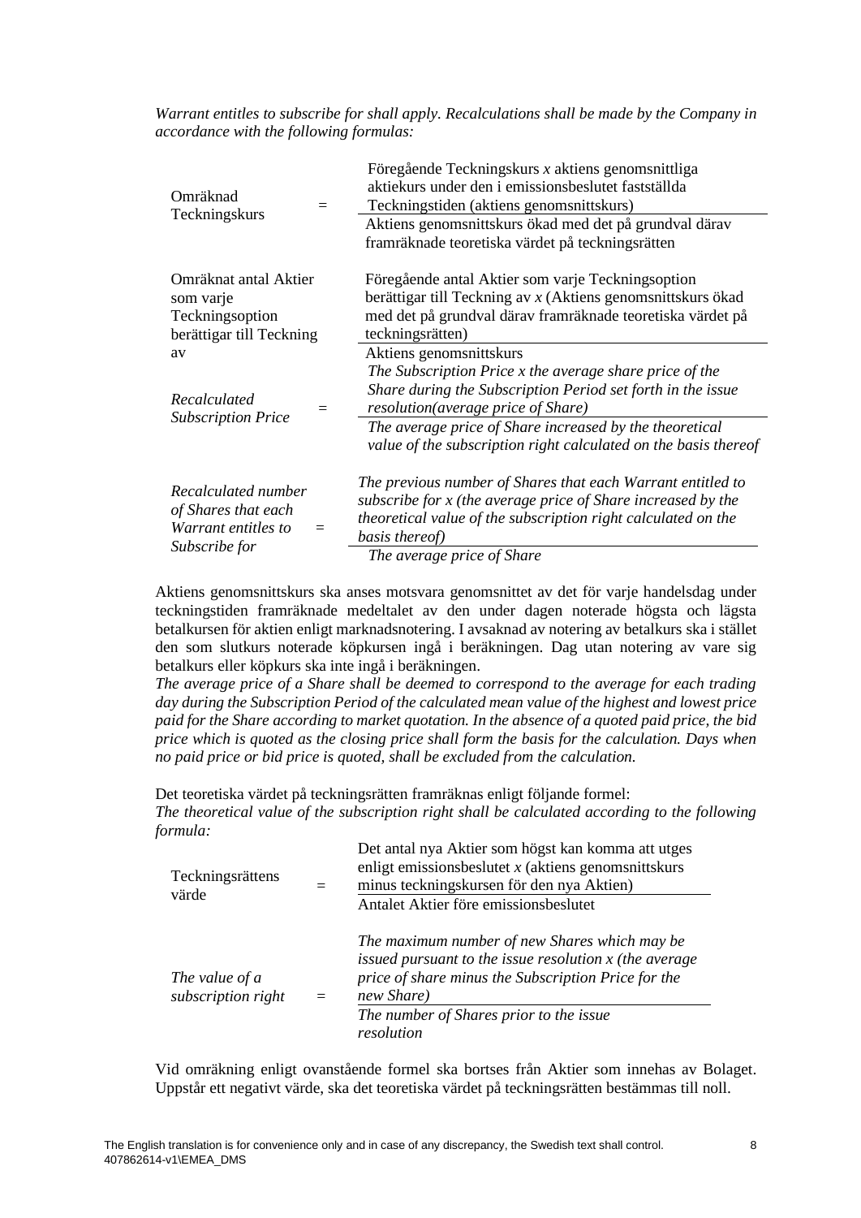*Warrant entitles to subscribe for shall apply. Recalculations shall be made by the Company in accordance with the following formulas:*

$$\text{Omräknad Teckningskurs} = \frac{\text{Föregående Teckningskurs } x \text{ aktiens genomsnittliga aktiekurs under den i emissionsbeslutet fastställda Teckningstiden (aktiens genomsnittskurs)}}{\text{Aktiens genomsnittskurs ökad med det på grundval därav framräknade teoretiska värdet på teckningsrätten}}$$

$$\text{Omräknat antal Aktier som varje Teckningsoption berättigar till Teckning av} = \frac{\text{Föregående antal Aktier som varje Teckningsoption berättigar till Teckning av } x \text{ (Aktiens genomsnittskurs ökad med det på grundval därav framräknade teoretiska värdet på teckningsrätten)}}{\text{Aktiens genomsnittskurs}}$$

$$\textit{Recalculated Subscription Price} = \frac{\textit{The Subscription Price x the average share price of the Share during the Subscription Period set forth in the issue resolution(average price of Share)}}{\textit{The average price of Share increased by the theoretical value of the subscription right calculated on the basis thereof}}$$

$$\textit{Recalculated number of Shares that each Warrant entitles to Subscribe for} = \frac{\textit{The previous number of Shares that each Warrant entitled to subscribe for x (the average price of Share increased by the theoretical value of the subscription right calculated on the basis thereof)}}{\textit{The average price of Share}}$$

Aktiens genomsnittskurs ska anses motsvara genomsnittet av det för varje handelsdag under teckningstiden framräknade medeltalet av den under dagen noterade högsta och lägsta betalkursen för aktien enligt marknadsnotering. I avsaknad av notering av betalkurs ska i stället den som slutkurs noterade köpkursen ingå i beräkningen. Dag utan notering av vare sig betalkurs eller köpkurs ska inte ingå i beräkningen.
*The average price of a Share shall be deemed to correspond to the average for each trading day during the Subscription Period of the calculated mean value of the highest and lowest price paid for the Share according to market quotation. In the absence of a quoted paid price, the bid price which is quoted as the closing price shall form the basis for the calculation. Days when no paid price or bid price is quoted, shall be excluded from the calculation.*

Det teoretiska värdet på teckningsrätten framräknas enligt följande formel:
*The theoretical value of the subscription right shall be calculated according to the following formula:*

$$\text{Teckningsrättens värde} = \frac{\text{Det antal nya Aktier som högst kan komma att utges enligt emissionsbeslutet } x \text{ (aktiens genomsnittskurs minus teckningskursen för den nya Aktien)}}{\text{Antalet Aktier före emissionsbeslutet}}$$

$$\textit{The value of a subscription right} = \frac{\textit{The maximum number of new Shares which may be issued pursuant to the issue resolution x (the average price of share minus the Subscription Price for the new Share)}}{\textit{The number of Shares prior to the issue resolution}}$$

Vid omräkning enligt ovanstående formel ska bortses från Aktier som innehas av Bolaget. Uppstår ett negativt värde, ska det teoretiska värdet på teckningsrätten bestämmas till noll.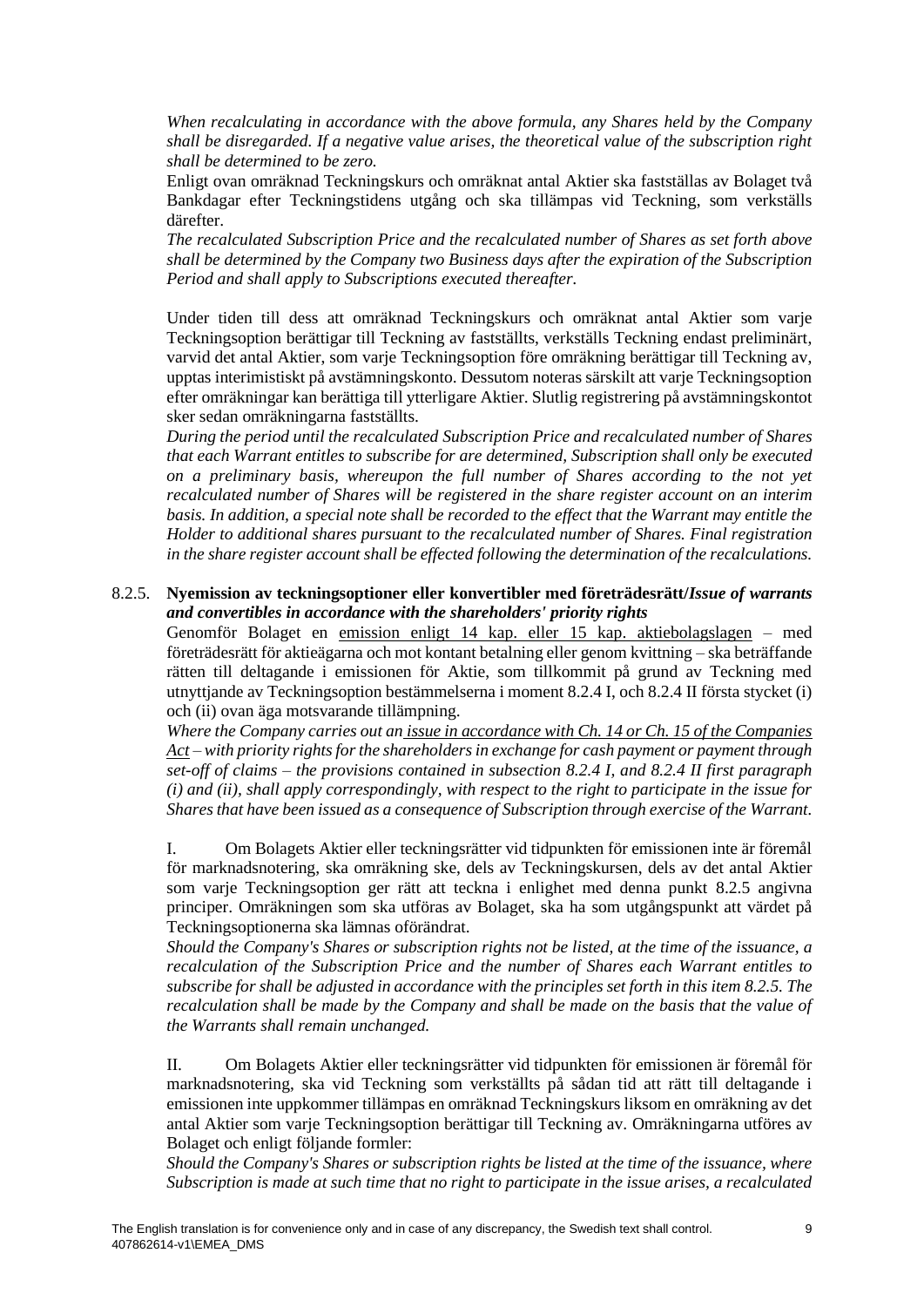*When recalculating in accordance with the above formula, any Shares held by the Company shall be disregarded. If a negative value arises, the theoretical value of the subscription right shall be determined to be zero.*

Enligt ovan omräknad Teckningskurs och omräknat antal Aktier ska fastställas av Bolaget två Bankdagar efter Teckningstidens utgång och ska tillämpas vid Teckning, som verkställs därefter.

*The recalculated Subscription Price and the recalculated number of Shares as set forth above shall be determined by the Company two Business days after the expiration of the Subscription Period and shall apply to Subscriptions executed thereafter.*

Under tiden till dess att omräknad Teckningskurs och omräknat antal Aktier som varje Teckningsoption berättigar till Teckning av fastställts, verkställs Teckning endast preliminärt, varvid det antal Aktier, som varje Teckningsoption före omräkning berättigar till Teckning av, upptas interimistiskt på avstämningskonto. Dessutom noteras särskilt att varje Teckningsoption efter omräkningar kan berättiga till ytterligare Aktier. Slutlig registrering på avstämningskontot sker sedan omräkningarna fastställts.

*During the period until the recalculated Subscription Price and recalculated number of Shares that each Warrant entitles to subscribe for are determined, Subscription shall only be executed on a preliminary basis, whereupon the full number of Shares according to the not yet recalculated number of Shares will be registered in the share register account on an interim basis. In addition, a special note shall be recorded to the effect that the Warrant may entitle the Holder to additional shares pursuant to the recalculated number of Shares. Final registration in the share register account shall be effected following the determination of the recalculations.*

8.2.5. **Nyemission av teckningsoptioner eller konvertibler med företrädesrätt/*Issue of warrants and convertibles in accordance with the shareholders' priority rights***

Genomför Bolaget en emission enligt 14 kap. eller 15 kap. aktiebolagslagen – med företrädesrätt för aktieägarna och mot kontant betalning eller genom kvittning – ska beträffande rätten till deltagande i emissionen för Aktie, som tillkommit på grund av Teckning med utnyttjande av Teckningsoption bestämmelserna i moment 8.2.4 I, och 8.2.4 II första stycket (i) och (ii) ovan äga motsvarande tillämpning.

*Where the Company carries out an issue in accordance with Ch. 14 or Ch. 15 of the Companies Act – with priority rights for the shareholders in exchange for cash payment or payment through set-off of claims – the provisions contained in subsection 8.2.4 I, and 8.2.4 II first paragraph (i) and (ii), shall apply correspondingly, with respect to the right to participate in the issue for Shares that have been issued as a consequence of Subscription through exercise of the Warrant.*

I. Om Bolagets Aktier eller teckningsrätter vid tidpunkten för emissionen inte är föremål för marknadsnotering, ska omräkning ske, dels av Teckningskursen, dels av det antal Aktier som varje Teckningsoption ger rätt att teckna i enlighet med denna punkt 8.2.5 angivna principer. Omräkningen som ska utföras av Bolaget, ska ha som utgångspunkt att värdet på Teckningsoptionerna ska lämnas oförändrat.

*Should the Company's Shares or subscription rights not be listed, at the time of the issuance, a recalculation of the Subscription Price and the number of Shares each Warrant entitles to subscribe for shall be adjusted in accordance with the principles set forth in this item 8.2.5. The recalculation shall be made by the Company and shall be made on the basis that the value of the Warrants shall remain unchanged.*

II. Om Bolagets Aktier eller teckningsrätter vid tidpunkten för emissionen är föremål för marknadsnotering, ska vid Teckning som verkställts på sådan tid att rätt till deltagande i emissionen inte uppkommer tillämpas en omräknad Teckningskurs liksom en omräkning av det antal Aktier som varje Teckningsoption berättigar till Teckning av. Omräkningarna utförs av Bolaget och enligt följande formler:

*Should the Company's Shares or subscription rights be listed at the time of the issuance, where Subscription is made at such time that no right to participate in the issue arises, a recalculated*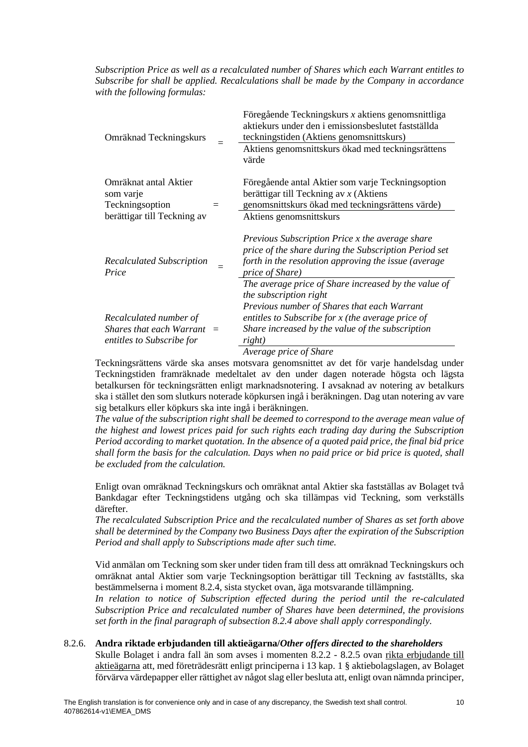*Subscription Price as well as a recalculated number of Shares which each Warrant entitles to Subscribe for shall be applied. Recalculations shall be made by the Company in accordance with the following formulas:*

$$\text{Omräknad Teckningskurs} = \frac{\text{Föregående Teckningskurs } x \text{ aktiens genomsnittliga aktiekurs under den i emissionsbeslutet fastställda teckningstiden (Aktiens genomsnittskurs)}}{\text{Aktiens genomsnittskurs ökad med teckningsrättens värde}}$$

$$\text{Omräknat antal Aktier som varje Teckningsoption berättigar till Teckning av} = \frac{\text{Föregående antal Aktier som varje Teckningsoption berättigar till Teckning av } x \text{ (Aktiens genomsnittskurs ökad med teckningsrättens värde)}}{\text{Aktiens genomsnittskurs}}$$

$$\textit{Recalculated Subscription Price} = \frac{\textit{Previous Subscription Price x the average share price of the share during the Subscription Period set forth in the resolution approving the issue (average price of Share)}}{\textit{The average price of Share increased by the value of the subscription right}}$$

$$\textit{Recalculated number of Shares that each Warrant entitles to Subscribe for} = \frac{\textit{Previous number of Shares that each Warrant entitles to Subscribe for x (the average price of Share increased by the value of the subscription right)}}{\textit{Average price of Share}}$$

Teckningsrättens värde ska anses motsvara genomsnittet av det för varje handelsdag under Teckningstiden framräknade medeltalet av den under dagen noterade högsta och lägsta betalkursen för teckningsrätten enligt marknadsnotering. I avsaknad av notering av betalkurs ska i stället den som slutkurs noterade köpkursen ingå i beräkningen. Dag utan notering av vare sig betalkurs eller köpkurs ska inte ingå i beräkningen.

*The value of the subscription right shall be deemed to correspond to the average mean value of the highest and lowest prices paid for such rights each trading day during the Subscription Period according to market quotation. In the absence of a quoted paid price, the final bid price shall form the basis for the calculation. Days when no paid price or bid price is quoted, shall be excluded from the calculation.*

Enligt ovan omräknad Teckningskurs och omräknat antal Aktier ska fastställas av Bolaget två Bankdagar efter Teckningstidens utgång och ska tillämpas vid Teckning, som verkställs därefter.

*The recalculated Subscription Price and the recalculated number of Shares as set forth above shall be determined by the Company two Business Days after the expiration of the Subscription Period and shall apply to Subscriptions made after such time.*

Vid anmälan om Teckning som sker under tiden fram till dess att omräknad Teckningskurs och omräknat antal Aktier som varje Teckningsoption berättigar till Teckning av fastställts, ska bestämmelserna i moment 8.2.4, sista stycket ovan, äga motsvarande tillämpning.

*In relation to notice of Subscription effected during the period until the re-calculated Subscription Price and recalculated number of Shares have been determined, the provisions set forth in the final paragraph of subsection 8.2.4 above shall apply correspondingly.*

8.2.6. **Andra riktade erbjudanden till aktieägarna/*Other offers directed to the shareholders***

Skulle Bolaget i andra fall än som avses i momenten 8.2.2 - 8.2.5 ovan rikta erbjudande till aktieägarna att, med företrädesrätt enligt principerna i 13 kap. 1 § aktiebolagslagen, av Bolaget förvärva värdepapper eller rättighet av något slag eller besluta att, enligt ovan nämnda principer,

The English translation is for convenience only and in case of any discrepancy, the Swedish text shall control.
407862614-v1\EMEA_DMS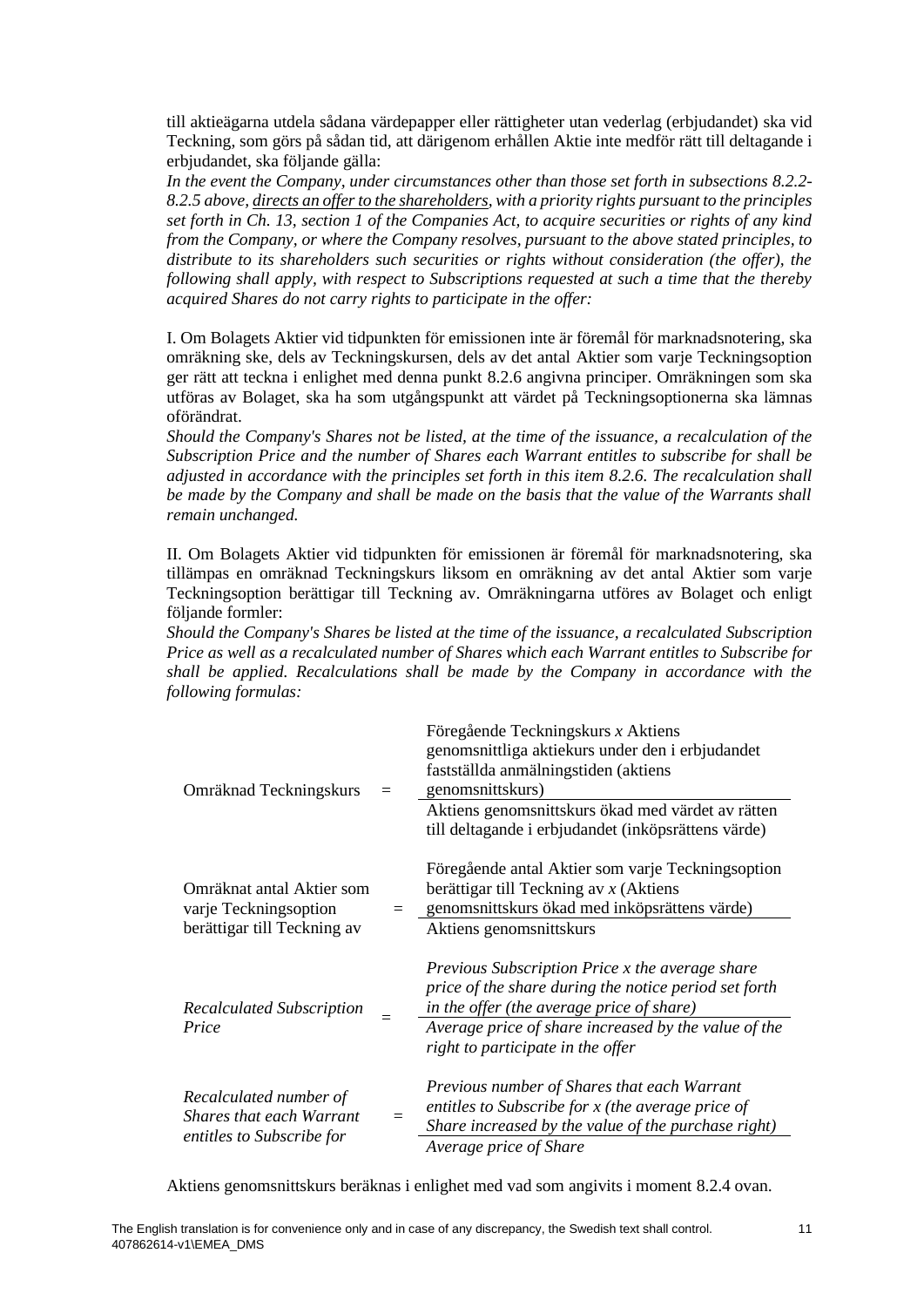till aktieägarna utdela sådana värdepapper eller rättigheter utan vederlag (erbjudandet) ska vid Teckning, som görs på sådan tid, att därigenom erhållen Aktie inte medför rätt till deltagande i erbjudandet, ska följande gälla:

*In the event the Company, under circumstances other than those set forth in subsections 8.2.2-8.2.5 above, <u>directs an offer to the shareholders</u>, with a priority rights pursuant to the principles set forth in Ch. 13, section 1 of the Companies Act, to acquire securities or rights of any kind from the Company, or where the Company resolves, pursuant to the above stated principles, to distribute to its shareholders such securities or rights without consideration (the offer), the following shall apply, with respect to Subscriptions requested at such a time that the thereby acquired Shares do not carry rights to participate in the offer:*

I. Om Bolagets Aktier vid tidpunkten för emissionen inte är föremål för marknadsnotering, ska omräkning ske, dels av Teckningskursen, dels av det antal Aktier som varje Teckningsoption ger rätt att teckna i enlighet med denna punkt 8.2.6 angivna principer. Omräkningen som ska utföras av Bolaget, ska ha som utgångspunkt att värdet på Teckningsoptionerna ska lämnas oförändrat.

*Should the Company's Shares not be listed, at the time of the issuance, a recalculation of the Subscription Price and the number of Shares each Warrant entitles to subscribe for shall be adjusted in accordance with the principles set forth in this item 8.2.6. The recalculation shall be made by the Company and shall be made on the basis that the value of the Warrants shall remain unchanged.*

II. Om Bolagets Aktier vid tidpunkten för emissionen är föremål för marknadsnotering, ska tillämpas en omräknad Teckningskurs liksom en omräkning av det antal Aktier som varje Teckningsoption berättigar till Teckning av. Omräkningarna utförs av Bolaget och enligt följande formler:

*Should the Company's Shares be listed at the time of the issuance, a recalculated Subscription Price as well as a recalculated number of Shares which each Warrant entitles to Subscribe for shall be applied. Recalculations shall be made by the Company in accordance with the following formulas:*

$$\text{Omräknad Teckningskurs} = \frac{\text{Föregående Teckningskurs } x \text{ Aktiens genomsnittliga aktiekurs under den i erbjudandet fastställda anmälningstiden (aktiens genomsnittskurs)}}{\text{Aktiens genomsnittskurs ökad med värdet av rätten till deltagande i erbjudandet (inköpsrättens värde)}}$$

$$\text{Omräknat antal Aktier som varje Teckningsoption berättigar till Teckning av} = \frac{\text{Föregående antal Aktier som varje Teckningsoption berättigar till Teckning av } x \text{ (Aktiens genomsnittskurs ökad med inköpsrättens värde)}}{\text{Aktiens genomsnittskurs}}$$

$$\textit{Recalculated Subscription Price} = \frac{\textit{Previous Subscription Price x the average share price of the share during the notice period set forth in the offer (the average price of share)}}{\textit{Average price of share increased by the value of the right to participate in the offer}}$$

$$\textit{Recalculated number of Shares that each Warrant entitles to Subscribe for} = \frac{\textit{Previous number of Shares that each Warrant entitles to Subscribe for x (the average price of Share increased by the value of the purchase right)}}{\textit{Average price of Share}}$$

Aktiens genomsnittskurs beräknas i enlighet med vad som angivits i moment 8.2.4 ovan.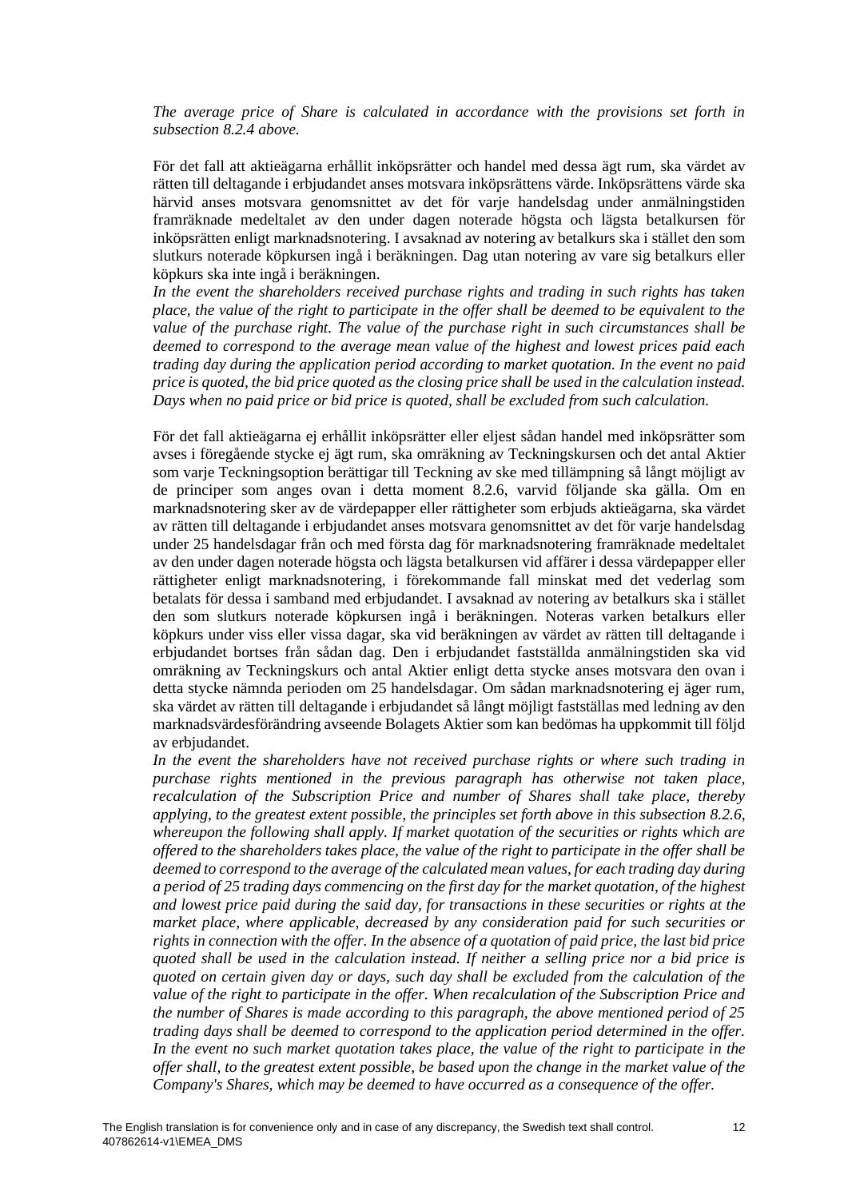*The average price of Share is calculated in accordance with the provisions set forth in subsection 8.2.4 above.*

För det fall att aktieägarna erhållit inköpsrätter och handel med dessa ägt rum, ska värdet av rätten till deltagande i erbjudandet anses motsvara inköpsrättens värde. Inköpsrättens värde ska härvid anses motsvara genomsnittet av det för varje handelsdag under anmälningstiden framräknade medeltalet av den under dagen noterade högsta och lägsta betalkursen för inköpsrätten enligt marknadsnotering. I avsaknad av notering av betalkurs ska i stället den som slutkurs noterade köpkursen ingå i beräkningen. Dag utan notering av vare sig betalkurs eller köpkurs ska inte ingå i beräkningen.
*In the event the shareholders received purchase rights and trading in such rights has taken place, the value of the right to participate in the offer shall be deemed to be equivalent to the value of the purchase right. The value of the purchase right in such circumstances shall be deemed to correspond to the average mean value of the highest and lowest prices paid each trading day during the application period according to market quotation. In the event no paid price is quoted, the bid price quoted as the closing price shall be used in the calculation instead. Days when no paid price or bid price is quoted, shall be excluded from such calculation.*

För det fall aktieägarna ej erhållit inköpsrätter eller eljest sådan handel med inköpsrätter som avses i föregående stycke ej ägt rum, ska omräkning av Teckningskursen och det antal Aktier som varje Teckningsoption berättigar till Teckning av ske med tillämpning så långt möjligt av de principer som anges ovan i detta moment 8.2.6, varvid följande ska gälla. Om en marknadsnotering sker av de värdepapper eller rättigheter som erbjuds aktieägarna, ska värdet av rätten till deltagande i erbjudandet anses motsvara genomsnittet av det för varje handelsdag under 25 handelsdagar från och med första dag för marknadsnotering framräknade medeltalet av den under dagen noterade högsta och lägsta betalkursen vid affärer i dessa värdepapper eller rättigheter enligt marknadsnotering, i förekommande fall minskat med det vederlag som betalats för dessa i samband med erbjudandet. I avsaknad av notering av betalkurs ska i stället den som slutkurs noterade köpkursen ingå i beräkningen. Noteras varken betalkurs eller köpkurs under viss eller vissa dagar, ska vid beräkningen av värdet av rätten till deltagande i erbjudandet bortses från sådan dag. Den i erbjudandet fastställda anmälningstiden ska vid omräkning av Teckningskurs och antal Aktier enligt detta stycke anses motsvara den ovan i detta stycke nämnda perioden om 25 handelsdagar. Om sådan marknadsnotering ej äger rum, ska värdet av rätten till deltagande i erbjudandet så långt möjligt fastställas med ledning av den marknadsvärdesförändring avseende Bolagets Aktier som kan bedömas ha uppkommit till följd av erbjudandet.
*In the event the shareholders have not received purchase rights or where such trading in purchase rights mentioned in the previous paragraph has otherwise not taken place, recalculation of the Subscription Price and number of Shares shall take place, thereby applying, to the greatest extent possible, the principles set forth above in this subsection 8.2.6, whereupon the following shall apply. If market quotation of the securities or rights which are offered to the shareholders takes place, the value of the right to participate in the offer shall be deemed to correspond to the average of the calculated mean values, for each trading day during a period of 25 trading days commencing on the first day for the market quotation, of the highest and lowest price paid during the said day, for transactions in these securities or rights at the market place, where applicable, decreased by any consideration paid for such securities or rights in connection with the offer. In the absence of a quotation of paid price, the last bid price quoted shall be used in the calculation instead. If neither a selling price nor a bid price is quoted on certain given day or days, such day shall be excluded from the calculation of the value of the right to participate in the offer. When recalculation of the Subscription Price and the number of Shares is made according to this paragraph, the above mentioned period of 25 trading days shall be deemed to correspond to the application period determined in the offer. In the event no such market quotation takes place, the value of the right to participate in the offer shall, to the greatest extent possible, be based upon the change in the market value of the Company's Shares, which may be deemed to have occurred as a consequence of the offer.*

The English translation is for convenience only and in case of any discrepancy, the Swedish text shall control.
407862614-v1\EMEA_DMS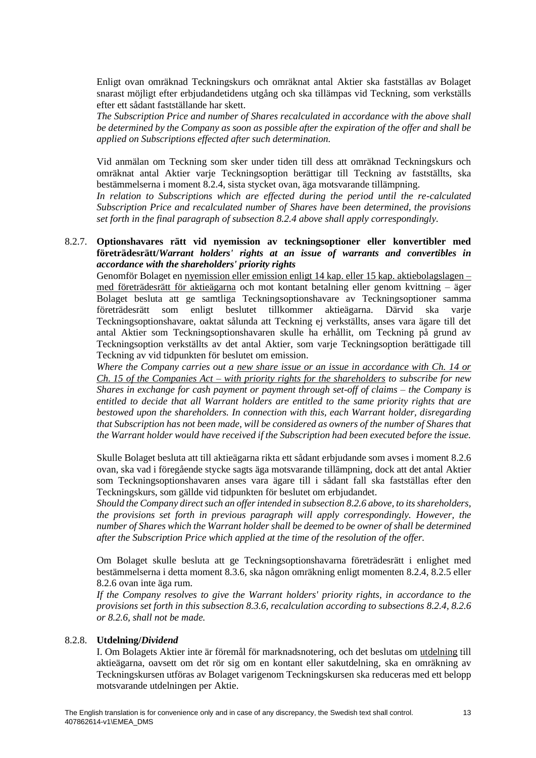Enligt ovan omräknad Teckningskurs och omräknat antal Aktier ska fastställas av Bolaget snarast möjligt efter erbjudandetidens utgång och ska tillämpas vid Teckning, som verkställs efter ett sådant fastställande har skett.

*The Subscription Price and number of Shares recalculated in accordance with the above shall be determined by the Company as soon as possible after the expiration of the offer and shall be applied on Subscriptions effected after such determination.*

Vid anmälan om Teckning som sker under tiden till dess att omräknad Teckningskurs och omräknat antal Aktier varje Teckningsoption berättigar till Teckning av fastställts, ska bestämmelserna i moment 8.2.4, sista stycket ovan, äga motsvarande tillämpning.

*In relation to Subscriptions which are effected during the period until the re-calculated Subscription Price and recalculated number of Shares have been determined, the provisions set forth in the final paragraph of subsection 8.2.4 above shall apply correspondingly.*

8.2.7. **Optionshavares rätt vid nyemission av teckningsoptioner eller konvertibler med företrädesrätt/*Warrant holders' rights at an issue of warrants and convertibles in accordance with the shareholders' priority rights***

Genomför Bolaget en <u>nyemission eller emission enligt 14 kap. eller 15 kap. aktiebolagslagen – med företrädesrätt för aktieägarna</u> och mot kontant betalning eller genom kvittning – äger Bolaget besluta att ge samtliga Teckningsoptionshavare av Teckningsoptioner samma företrädesrätt som enligt beslutet tillkommer aktieägarna. Därvid ska varje Teckningsoptionshavare, oaktat sålunda att Teckning ej verkställts, anses vara ägare till det antal Aktier som Teckningsoptionshavaren skulle ha erhållit, om Teckning på grund av Teckningsoption verkställts av det antal Aktier, som varje Teckningsoption berättigade till Teckning av vid tidpunkten för beslutet om emission.

*Where the Company carries out a <u>new share issue or an issue in accordance with Ch. 14 or Ch. 15 of the Companies Act – with priority rights for the shareholders</u> to subscribe for new Shares in exchange for cash payment or payment through set-off of claims – the Company is entitled to decide that all Warrant holders are entitled to the same priority rights that are bestowed upon the shareholders. In connection with this, each Warrant holder, disregarding that Subscription has not been made, will be considered as owners of the number of Shares that the Warrant holder would have received if the Subscription had been executed before the issue.*

Skulle Bolaget besluta att till aktieägarna rikta ett sådant erbjudande som avses i moment 8.2.6 ovan, ska vad i föregående stycke sagts äga motsvarande tillämpning, dock att det antal Aktier som Teckningsoptionshavaren anses vara ägare till i sådant fall ska fastställas efter den Teckningskurs, som gällde vid tidpunkten för beslutet om erbjudandet.

*Should the Company direct such an offer intended in subsection 8.2.6 above, to its shareholders, the provisions set forth in previous paragraph will apply correspondingly. However, the number of Shares which the Warrant holder shall be deemed to be owner of shall be determined after the Subscription Price which applied at the time of the resolution of the offer.*

Om Bolaget skulle besluta att ge Teckningsoptionshavarna företrädesrätt i enlighet med bestämmelserna i detta moment 8.3.6, ska någon omräkning enligt momenten 8.2.4, 8.2.5 eller 8.2.6 ovan inte äga rum.

*If the Company resolves to give the Warrant holders' priority rights, in accordance to the provisions set forth in this subsection 8.3.6, recalculation according to subsections 8.2.4, 8.2.6 or 8.2.6, shall not be made.*

8.2.8. **Utdelning/*Dividend***

I. Om Bolagets Aktier inte är föremål för marknadsnotering, och det beslutas om <u>utdelning</u> till aktieägarna, oavsett om det rör sig om en kontant eller sakutdelning, ska en omräkning av Teckningskursen utföras av Bolaget varigenom Teckningskursen ska reduceras med ett belopp motsvarande utdelningen per Aktie.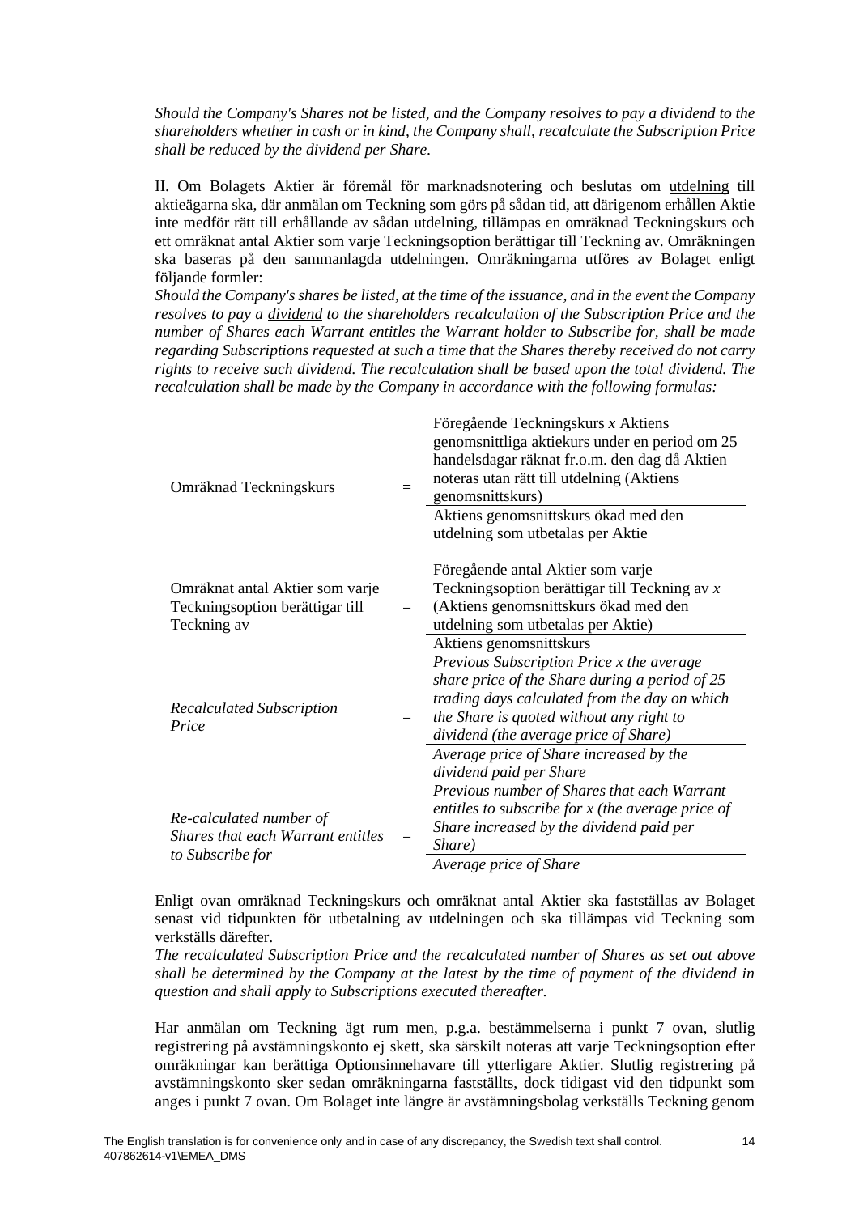*Should the Company's Shares not be listed, and the Company resolves to pay a dividend to the shareholders whether in cash or in kind, the Company shall, recalculate the Subscription Price shall be reduced by the dividend per Share.*

II. Om Bolagets Aktier är föremål för marknadsnotering och beslutas om utdelning till aktieägarna ska, där anmälan om Teckning som görs på sådan tid, att därigenom erhållen Aktie inte medför rätt till erhållande av sådan utdelning, tillämpas en omräknad Teckningskurs och ett omräknat antal Aktier som varje Teckningsoption berättigar till Teckning av. Omräkningen ska baseras på den sammanlagda utdelningen. Omräkningarna utföres av Bolaget enligt följande formler:

*Should the Company's shares be listed, at the time of the issuance, and in the event the Company resolves to pay a dividend to the shareholders recalculation of the Subscription Price and the number of Shares each Warrant entitles the Warrant holder to Subscribe for, shall be made regarding Subscriptions requested at such a time that the Shares thereby received do not carry rights to receive such dividend. The recalculation shall be based upon the total dividend. The recalculation shall be made by the Company in accordance with the following formulas:*

$$\text{Omräknad Teckningskurs} = \frac{\text{Föregående Teckningskurs } x \text{ Aktiens genomsnittliga aktiekurs under en period om 25 handelsdagar räknat fr.o.m. den dag då Aktien noteras utan rätt till utdelning (Aktiens genomsnittskurs)}}{\text{Aktiens genomsnittskurs ökad med den utdelning som utbetalas per Aktie}}$$

$$\text{Omräknat antal Aktier som varje Teckningsoption berättigar till Teckning av} = \frac{\text{Föregående antal Aktier som varje Teckningsoption berättigar till Teckning av } x \text{ (Aktiens genomsnittskurs ökad med den utdelning som utbetalas per Aktie)}}{\text{Aktiens genomsnittskurs}}$$

$$\textit{Recalculated Subscription Price} = \frac{\textit{Previous Subscription Price x the average share price of the Share during a period of 25 trading days calculated from the day on which the Share is quoted without any right to dividend (the average price of Share)}}{\textit{Average price of Share increased by the dividend paid per Share}}$$

$$\textit{Re-calculated number of Shares that each Warrant entitles to Subscribe for} = \frac{\textit{Previous number of Shares that each Warrant entitles to subscribe for x (the average price of Share increased by the dividend paid per Share)}}{\textit{Average price of Share}}$$

Enligt ovan omräknad Teckningskurs och omräknat antal Aktier ska fastställas av Bolaget senast vid tidpunkten för utbetalning av utdelningen och ska tillämpas vid Teckning som verkställs därefter.

*The recalculated Subscription Price and the recalculated number of Shares as set out above shall be determined by the Company at the latest by the time of payment of the dividend in question and shall apply to Subscriptions executed thereafter.*

Har anmälan om Teckning ägt rum men, p.g.a. bestämmelserna i punkt 7 ovan, slutlig registrering på avstämningskonto ej skett, ska särskilt noteras att varje Teckningsoption efter omräkningar kan berättiga Optionsinnehavare till ytterligare Aktier. Slutlig registrering på avstämningskonto sker sedan omräkningarna fastställts, dock tidigast vid den tidpunkt som anges i punkt 7 ovan. Om Bolaget inte längre är avstämningsbolag verkställs Teckning genom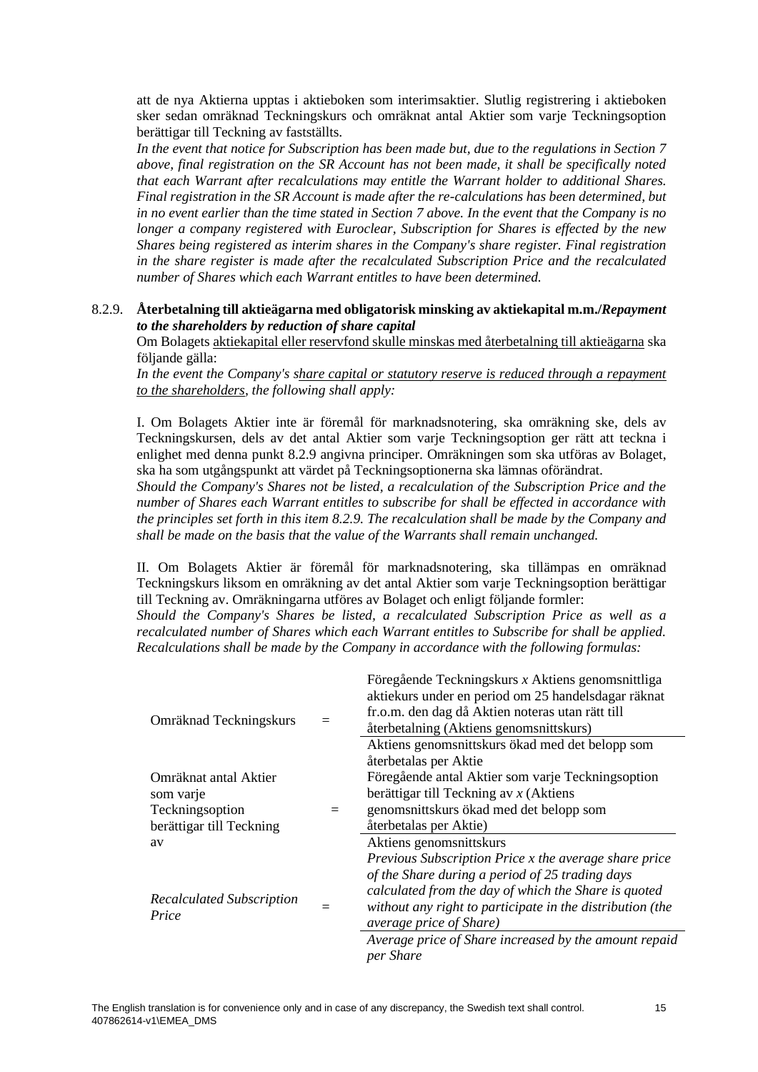att de nya Aktierna upptas i aktieboken som interimsaktier. Slutlig registrering i aktieboken sker sedan omräknad Teckningskurs och omräknat antal Aktier som varje Teckningsoption berättigar till Teckning av fastställts.

*In the event that notice for Subscription has been made but, due to the regulations in Section 7 above, final registration on the SR Account has not been made, it shall be specifically noted that each Warrant after recalculations may entitle the Warrant holder to additional Shares. Final registration in the SR Account is made after the re-calculations has been determined, but in no event earlier than the time stated in Section 7 above. In the event that the Company is no longer a company registered with Euroclear, Subscription for Shares is effected by the new Shares being registered as interim shares in the Company's share register. Final registration in the share register is made after the recalculated Subscription Price and the recalculated number of Shares which each Warrant entitles to have been determined.*

8.2.9. **Återbetalning till aktieägarna med obligatorisk minsking av aktiekapital m.m./*Repayment to the shareholders by reduction of share capital***

Om Bolagets aktiekapital eller reservfond skulle minskas med återbetalning till aktieägarna ska följande gälla:

*In the event the Company's share capital or statutory reserve is reduced through a repayment to the shareholders, the following shall apply:*

I. Om Bolagets Aktier inte är föremål för marknadsnotering, ska omräkning ske, dels av Teckningskursen, dels av det antal Aktier som varje Teckningsoption ger rätt att teckna i enlighet med denna punkt 8.2.9 angivna principer. Omräkningen som ska utföras av Bolaget, ska ha som utgångspunkt att värdet på Teckningsoptionerna ska lämnas oförändrat.

*Should the Company's Shares not be listed, a recalculation of the Subscription Price and the number of Shares each Warrant entitles to subscribe for shall be effected in accordance with the principles set forth in this item 8.2.9. The recalculation shall be made by the Company and shall be made on the basis that the value of the Warrants shall remain unchanged.*

II. Om Bolagets Aktier är föremål för marknadsnotering, ska tillämpas en omräknad Teckningskurs liksom en omräkning av det antal Aktier som varje Teckningsoption berättigar till Teckning av. Omräkningarna utföres av Bolaget och enligt följande formler:

*Should the Company's Shares be listed, a recalculated Subscription Price as well as a recalculated number of Shares which each Warrant entitles to Subscribe for shall be applied. Recalculations shall be made by the Company in accordance with the following formulas:*

$$\text{Omräknad Teckningskurs} = \frac{\text{Föregående Teckningskurs } x \text{ Aktiens genomsnittliga aktiekurs under en period om 25 handelsdagar räknat fr.o.m. den dag då Aktien noteras utan rätt till återbetalning (Aktiens genomsnittskurs)}}{\text{Aktiens genomsnittskurs ökad med det belopp som återbetalas per Aktie}}$$

$$\text{Omräknat antal Aktier som varje Teckningsoption berättigar till Teckning av} = \frac{\text{Föregående antal Aktier som varje Teckningsoption berättigar till Teckning av } x \text{ (Aktiens genomsnittskurs ökad med det belopp som återbetalas per Aktie)}}{\text{Aktiens genomsnittskurs}}$$

$$\textit{Recalculated Subscription Price} = \frac{\textit{Previous Subscription Price x the average share price of the Share during a period of 25 trading days calculated from the day of which the Share is quoted without any right to participate in the distribution (the average price of Share)}}{\textit{Average price of Share increased by the amount repaid per Share}}$$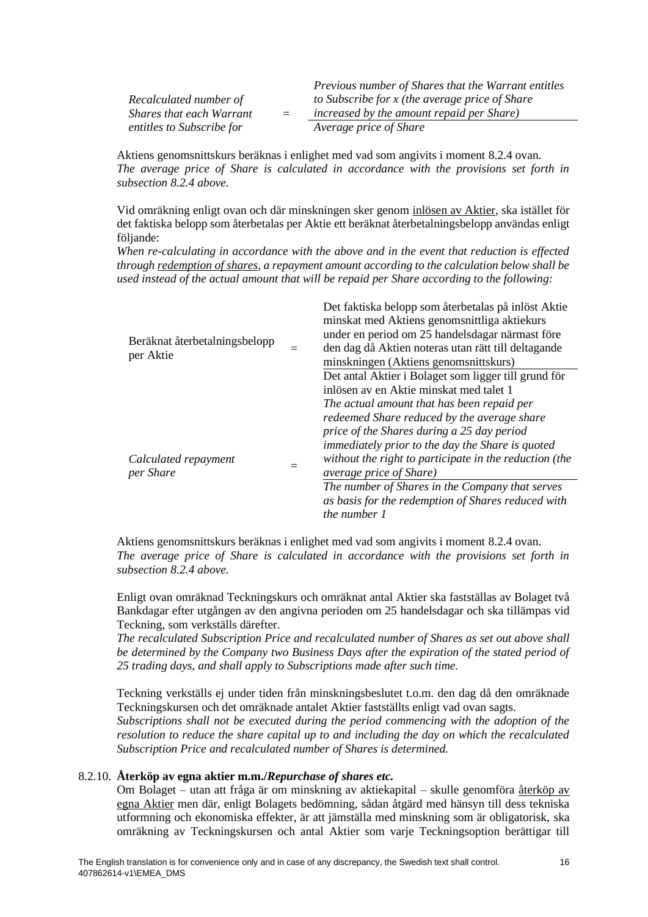| | | |
|---|---|---|
| *Recalculated number of Shares that each Warrant entitles to Subscribe for* | = | *Previous number of Shares that the Warrant entitles to Subscribe for x (the average price of Share increased by the amount repaid per Share)* / *Average price of Share* |

Aktiens genomsnittskurs beräknas i enlighet med vad som angivits i moment 8.2.4 ovan.
*The average price of Share is calculated in accordance with the provisions set forth in subsection 8.2.4 above.*

Vid omräkning enligt ovan och där minskningen sker genom inlösen av Aktier, ska istället för det faktiska belopp som återbetalas per Aktie ett beräknat återbetalningsbelopp användas enligt följande:
*When re-calculating in accordance with the above and in the event that reduction is effected through redemption of shares, a repayment amount according to the calculation below shall be used instead of the actual amount that will be repaid per Share according to the following:*

| | | |
|---|---|---|
| Beräknat återbetalningsbelopp per Aktie | = | Det faktiska belopp som återbetalas på inlöst Aktie minskat med Aktiens genomsnittliga aktiekurs under en period om 25 handelsdagar närmast före den dag då Aktien noteras utan rätt till deltagande minskningen (Aktiens genomsnittskurs) / Det antal Aktier i Bolaget som ligger till grund för inlösen av en Aktie minskat med talet 1 |
| *Calculated repayment per Share* | = | *The actual amount that has been repaid per redeemed Share reduced by the average share price of the Shares during a 25 day period immediately prior to the day the Share is quoted without the right to participate in the reduction (the average price of Share)* / *The number of Shares in the Company that serves as basis for the redemption of Shares reduced with the number 1* |

Aktiens genomsnittskurs beräknas i enlighet med vad som angivits i moment 8.2.4 ovan.
*The average price of Share is calculated in accordance with the provisions set forth in subsection 8.2.4 above.*

Enligt ovan omräknad Teckningskurs och omräknat antal Aktier ska fastställas av Bolaget två Bankdagar efter utgången av den angivna perioden om 25 handelsdagar och ska tillämpas vid Teckning, som verkställs därefter.
*The recalculated Subscription Price and recalculated number of Shares as set out above shall be determined by the Company two Business Days after the expiration of the stated period of 25 trading days, and shall apply to Subscriptions made after such time.*

Teckning verkställs ej under tiden från minskningsbeslutet t.o.m. den dag då den omräknade Teckningskursen och det omräknade antalet Aktier fastställts enligt vad ovan sagts.
*Subscriptions shall not be executed during the period commencing with the adoption of the resolution to reduce the share capital up to and including the day on which the recalculated Subscription Price and recalculated number of Shares is determined.*

8.2.10. **Återköp av egna aktier m.m./*Repurchase of shares etc.***

Om Bolaget – utan att fråga är om minskning av aktiekapital – skulle genomföra återköp av egna Aktier men där, enligt Bolagets bedömning, sådan åtgärd med hänsyn till dess tekniska utformning och ekonomiska effekter, är att jämställa med minskning som är obligatorisk, ska omräkning av Teckningskursen och antal Aktier som varje Teckningsoption berättigar till

The English translation is for convenience only and in case of any discrepancy, the Swedish text shall control.
407862614-v1\EMEA_DMS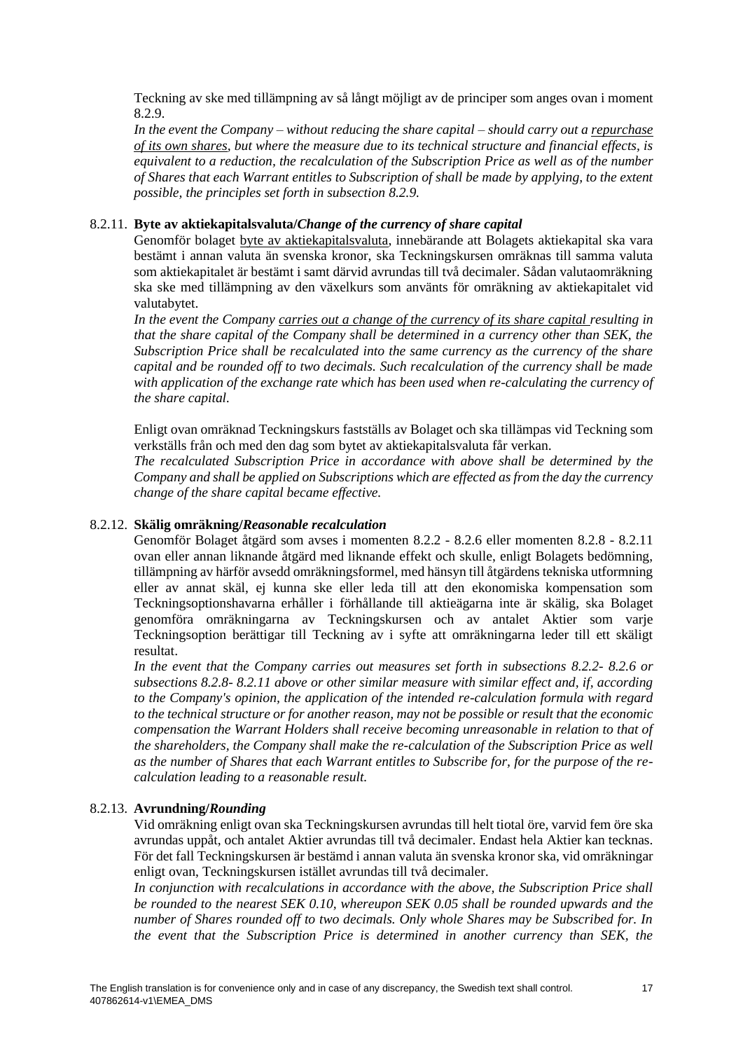Teckning av ske med tillämpning av så långt möjligt av de principer som anges ovan i moment 8.2.9.

*In the event the Company – without reducing the share capital – should carry out a repurchase of its own shares, but where the measure due to its technical structure and financial effects, is equivalent to a reduction, the recalculation of the Subscription Price as well as of the number of Shares that each Warrant entitles to Subscription of shall be made by applying, to the extent possible, the principles set forth in subsection 8.2.9.*

8.2.11. **Byte av aktiekapitalsvaluta/*Change of the currency of share capital***

Genomför bolaget byte av aktiekapitalsvaluta, innebärande att Bolagets aktiekapital ska vara bestämt i annan valuta än svenska kronor, ska Teckningskursen omräknas till samma valuta som aktiekapitalet är bestämt i samt därvid avrundas till två decimaler. Sådan valutaomräkning ska ske med tillämpning av den växelkurs som använts för omräkning av aktiekapitalet vid valutabytet.

*In the event the Company carries out a change of the currency of its share capital resulting in that the share capital of the Company shall be determined in a currency other than SEK, the Subscription Price shall be recalculated into the same currency as the currency of the share capital and be rounded off to two decimals. Such recalculation of the currency shall be made with application of the exchange rate which has been used when re-calculating the currency of the share capital.*

Enligt ovan omräknad Teckningskurs fastställs av Bolaget och ska tillämpas vid Teckning som verkställs från och med den dag som bytet av aktiekapitalsvaluta får verkan.

*The recalculated Subscription Price in accordance with above shall be determined by the Company and shall be applied on Subscriptions which are effected as from the day the currency change of the share capital became effective.*

8.2.12. **Skälig omräkning/*Reasonable recalculation***

Genomför Bolaget åtgärd som avses i momenten 8.2.2 - 8.2.6 eller momenten 8.2.8 - 8.2.11 ovan eller annan liknande åtgärd med liknande effekt och skulle, enligt Bolagets bedömning, tillämpning av härför avsedd omräkningsformel, med hänsyn till åtgärdens tekniska utformning eller av annat skäl, ej kunna ske eller leda till att den ekonomiska kompensation som Teckningsoptionshavarna erhåller i förhållande till aktieägarna inte är skälig, ska Bolaget genomföra omräkningarna av Teckningskursen och av antalet Aktier som varje Teckningsoption berättigar till Teckning av i syfte att omräkningarna leder till ett skäligt resultat.

*In the event that the Company carries out measures set forth in subsections 8.2.2- 8.2.6 or subsections 8.2.8- 8.2.11 above or other similar measure with similar effect and, if, according to the Company's opinion, the application of the intended re-calculation formula with regard to the technical structure or for another reason, may not be possible or result that the economic compensation the Warrant Holders shall receive becoming unreasonable in relation to that of the shareholders, the Company shall make the re-calculation of the Subscription Price as well as the number of Shares that each Warrant entitles to Subscribe for, for the purpose of the re-calculation leading to a reasonable result.*

8.2.13. **Avrundning/*Rounding***

Vid omräkning enligt ovan ska Teckningskursen avrundas till helt tiotal öre, varvid fem öre ska avrundas uppåt, och antalet Aktier avrundas till två decimaler. Endast hela Aktier kan tecknas. För det fall Teckningskursen är bestämd i annan valuta än svenska kronor ska, vid omräkningar enligt ovan, Teckningskursen istället avrundas till två decimaler.

*In conjunction with recalculations in accordance with the above, the Subscription Price shall be rounded to the nearest SEK 0.10, whereupon SEK 0.05 shall be rounded upwards and the number of Shares rounded off to two decimals. Only whole Shares may be Subscribed for. In the event that the Subscription Price is determined in another currency than SEK, the*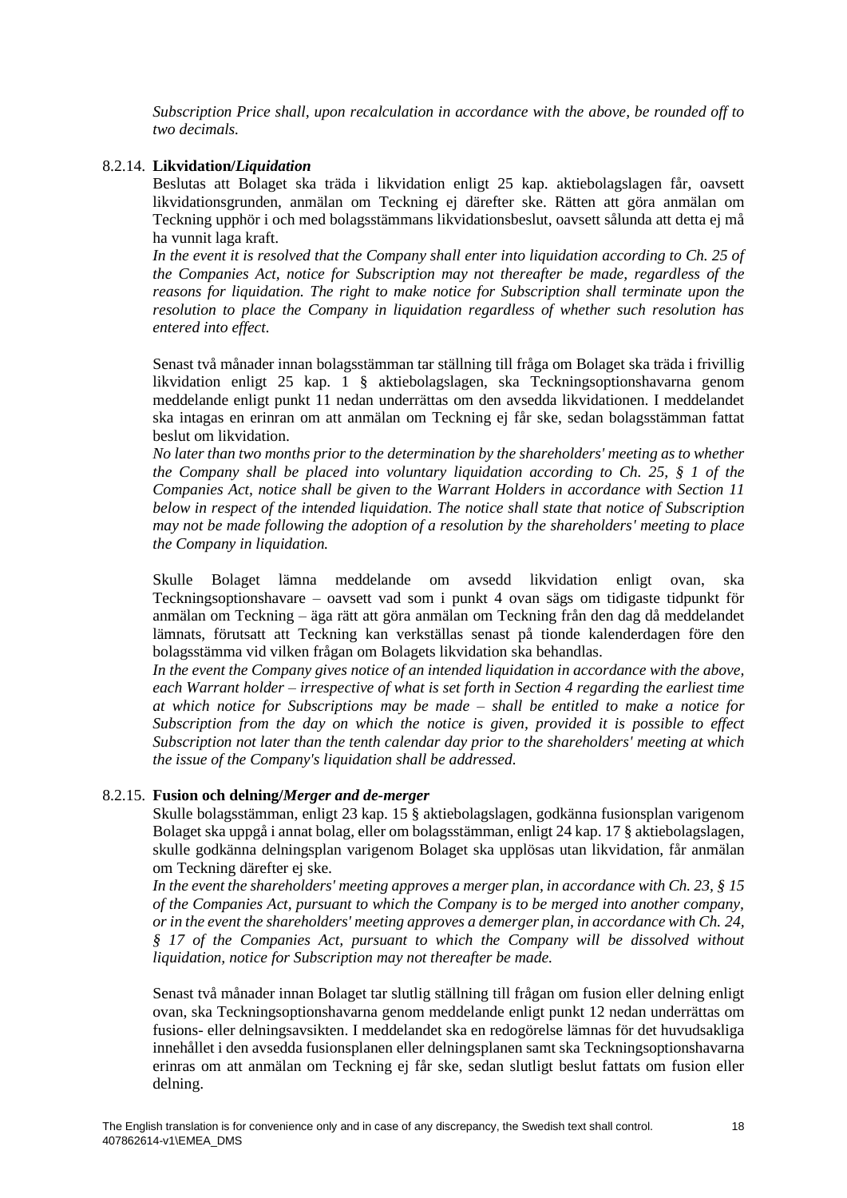*Subscription Price shall, upon recalculation in accordance with the above, be rounded off to two decimals.*

#### 8.2.14. **Likvidation/*Liquidation***

Beslutas att Bolaget ska träda i likvidation enligt 25 kap. aktiebolagslagen får, oavsett likvidationsgrunden, anmälan om Teckning ej därefter ske. Rätten att göra anmälan om Teckning upphör i och med bolagsstämmans likvidationsbeslut, oavsett sålunda att detta ej må ha vunnit laga kraft.

*In the event it is resolved that the Company shall enter into liquidation according to Ch. 25 of the Companies Act, notice for Subscription may not thereafter be made, regardless of the reasons for liquidation. The right to make notice for Subscription shall terminate upon the resolution to place the Company in liquidation regardless of whether such resolution has entered into effect.*

Senast två månader innan bolagsstämman tar ställning till fråga om Bolaget ska träda i frivillig likvidation enligt 25 kap. 1 § aktiebolagslagen, ska Teckningsoptionshavarna genom meddelande enligt punkt 11 nedan underrättas om den avsedda likvidationen. I meddelandet ska intagas en erinran om att anmälan om Teckning ej får ske, sedan bolagsstämman fattat beslut om likvidation.

*No later than two months prior to the determination by the shareholders' meeting as to whether the Company shall be placed into voluntary liquidation according to Ch. 25, § 1 of the Companies Act, notice shall be given to the Warrant Holders in accordance with Section 11 below in respect of the intended liquidation. The notice shall state that notice of Subscription may not be made following the adoption of a resolution by the shareholders' meeting to place the Company in liquidation.*

Skulle Bolaget lämna meddelande om avsedd likvidation enligt ovan, ska Teckningsoptionshavare – oavsett vad som i punkt 4 ovan sägs om tidigaste tidpunkt för anmälan om Teckning – äga rätt att göra anmälan om Teckning från den dag då meddelandet lämnats, förutsatt att Teckning kan verkställas senast på tionde kalenderdagen före den bolagsstämma vid vilken frågan om Bolagets likvidation ska behandlas.

*In the event the Company gives notice of an intended liquidation in accordance with the above, each Warrant holder – irrespective of what is set forth in Section 4 regarding the earliest time at which notice for Subscriptions may be made – shall be entitled to make a notice for Subscription from the day on which the notice is given, provided it is possible to effect Subscription not later than the tenth calendar day prior to the shareholders' meeting at which the issue of the Company's liquidation shall be addressed.*

#### 8.2.15. **Fusion och delning/*Merger and de-merger***

Skulle bolagsstämman, enligt 23 kap. 15 § aktiebolagslagen, godkänna fusionsplan varigenom Bolaget ska uppgå i annat bolag, eller om bolagsstämman, enligt 24 kap. 17 § aktiebolagslagen, skulle godkänna delningsplan varigenom Bolaget ska upplösas utan likvidation, får anmälan om Teckning därefter ej ske.

*In the event the shareholders' meeting approves a merger plan, in accordance with Ch. 23, § 15 of the Companies Act, pursuant to which the Company is to be merged into another company, or in the event the shareholders' meeting approves a demerger plan, in accordance with Ch. 24, § 17 of the Companies Act, pursuant to which the Company will be dissolved without liquidation, notice for Subscription may not thereafter be made.*

Senast två månader innan Bolaget tar slutlig ställning till frågan om fusion eller delning enligt ovan, ska Teckningsoptionshavarna genom meddelande enligt punkt 12 nedan underrättas om fusions- eller delningsavsikten. I meddelandet ska en redogörelse lämnas för det huvudsakliga innehållet i den avsedda fusionsplanen eller delningsplanen samt ska Teckningsoptionshavarna erinras om att anmälan om Teckning ej får ske, sedan slutligt beslut fattats om fusion eller delning.

The English translation is for convenience only and in case of any discrepancy, the Swedish text shall control.
407862614-v1\EMEA_DMS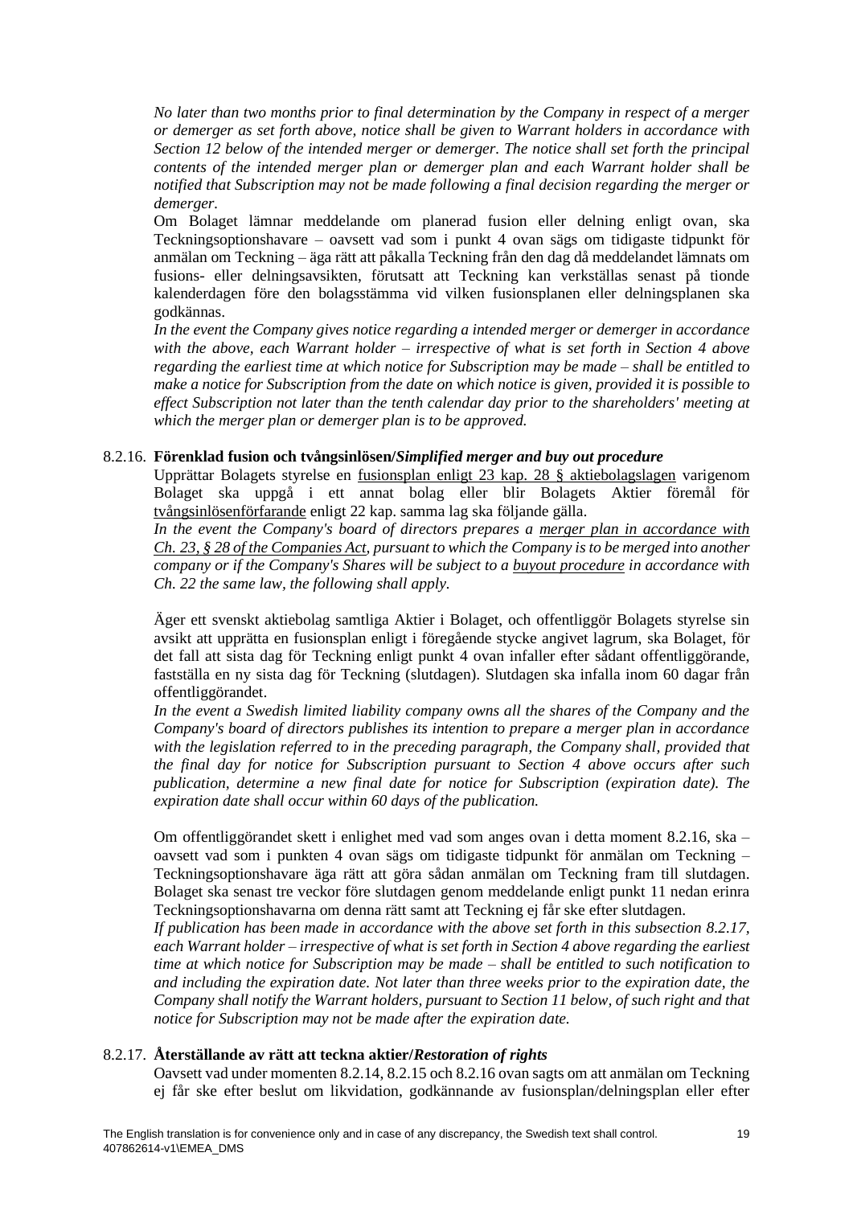*No later than two months prior to final determination by the Company in respect of a merger or demerger as set forth above, notice shall be given to Warrant holders in accordance with Section 12 below of the intended merger or demerger. The notice shall set forth the principal contents of the intended merger plan or demerger plan and each Warrant holder shall be notified that Subscription may not be made following a final decision regarding the merger or demerger.*

Om Bolaget lämnar meddelande om planerad fusion eller delning enligt ovan, ska Teckningsoptionshavare – oavsett vad som i punkt 4 ovan sägs om tidigaste tidpunkt för anmälan om Teckning – äga rätt att påkalla Teckning från den dag då meddelandet lämnats om fusions- eller delningsavsikten, förutsatt att Teckning kan verkställas senast på tionde kalenderdagen före den bolagsstämma vid vilken fusionsplanen eller delningsplanen ska godkännas.

*In the event the Company gives notice regarding a intended merger or demerger in accordance with the above, each Warrant holder – irrespective of what is set forth in Section 4 above regarding the earliest time at which notice for Subscription may be made – shall be entitled to make a notice for Subscription from the date on which notice is given, provided it is possible to effect Subscription not later than the tenth calendar day prior to the shareholders' meeting at which the merger plan or demerger plan is to be approved.*

8.2.16. **Förenklad fusion och tvångsinlösen/*Simplified merger and buy out procedure***

Upprättar Bolagets styrelse en fusionsplan enligt 23 kap. 28 § aktiebolagslagen varigenom Bolaget ska uppgå i ett annat bolag eller blir Bolagets Aktier föremål för tvångsinlösenförfarande enligt 22 kap. samma lag ska följande gälla.

*In the event the Company's board of directors prepares a merger plan in accordance with Ch. 23, § 28 of the Companies Act, pursuant to which the Company is to be merged into another company or if the Company's Shares will be subject to a buyout procedure in accordance with Ch. 22 the same law, the following shall apply.*

Äger ett svenskt aktiebolag samtliga Aktier i Bolaget, och offentliggör Bolagets styrelse sin avsikt att upprätta en fusionsplan enligt i föregående stycke angivet lagrum, ska Bolaget, för det fall att sista dag för Teckning enligt punkt 4 ovan infaller efter sådant offentliggörande, fastställa en ny sista dag för Teckning (slutdagen). Slutdagen ska infalla inom 60 dagar från offentliggörandet.

*In the event a Swedish limited liability company owns all the shares of the Company and the Company's board of directors publishes its intention to prepare a merger plan in accordance with the legislation referred to in the preceding paragraph, the Company shall, provided that the final day for notice for Subscription pursuant to Section 4 above occurs after such publication, determine a new final date for notice for Subscription (expiration date). The expiration date shall occur within 60 days of the publication.*

Om offentliggörandet skett i enlighet med vad som anges ovan i detta moment 8.2.16, ska – oavsett vad som i punkten 4 ovan sägs om tidigaste tidpunkt för anmälan om Teckning – Teckningsoptionshavare äga rätt att göra sådan anmälan om Teckning fram till slutdagen. Bolaget ska senast tre veckor före slutdagen genom meddelande enligt punkt 11 nedan erinra Teckningsoptionshavarna om denna rätt samt att Teckning ej får ske efter slutdagen.

*If publication has been made in accordance with the above set forth in this subsection 8.2.17, each Warrant holder – irrespective of what is set forth in Section 4 above regarding the earliest time at which notice for Subscription may be made – shall be entitled to such notification to and including the expiration date. Not later than three weeks prior to the expiration date, the Company shall notify the Warrant holders, pursuant to Section 11 below, of such right and that notice for Subscription may not be made after the expiration date.*

8.2.17. **Återställande av rätt att teckna aktier/*Restoration of rights***

Oavsett vad under momenten 8.2.14, 8.2.15 och 8.2.16 ovan sagts om att anmälan om Teckning ej får ske efter beslut om likvidation, godkännande av fusionsplan/delningsplan eller efter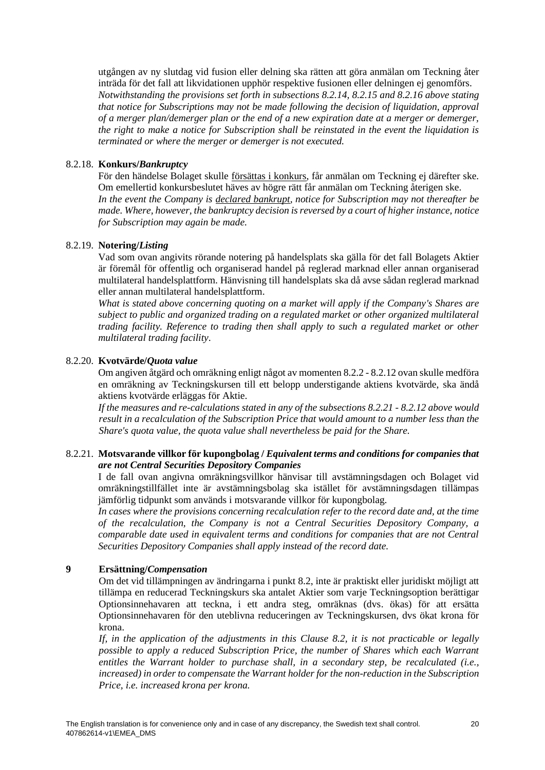utgången av ny slutdag vid fusion eller delning ska rätten att göra anmälan om Teckning åter inträda för det fall att likvidationen upphör respektive fusionen eller delningen ej genomförs.
*Notwithstanding the provisions set forth in subsections 8.2.14, 8.2.15 and 8.2.16 above stating that notice for Subscriptions may not be made following the decision of liquidation, approval of a merger plan/demerger plan or the end of a new expiration date at a merger or demerger, the right to make a notice for Subscription shall be reinstated in the event the liquidation is terminated or where the merger or demerger is not executed.*

8.2.18. **Konkurs/*Bankruptcy***

För den händelse Bolaget skulle försättas i konkurs, får anmälan om Teckning ej därefter ske. Om emellertid konkursbeslutet häves av högre rätt får anmälan om Teckning återigen ske.
*In the event the Company is declared bankrupt, notice for Subscription may not thereafter be made. Where, however, the bankruptcy decision is reversed by a court of higher instance, notice for Subscription may again be made.*

8.2.19. **Notering/*Listing***

Vad som ovan angivits rörande notering på handelsplats ska gälla för det fall Bolagets Aktier är föremål för offentlig och organiserad handel på reglerad marknad eller annan organiserad multilateral handelsplattform. Hänvisning till handelsplats ska då avse sådan reglerad marknad eller annan multilateral handelsplattform.
*What is stated above concerning quoting on a market will apply if the Company's Shares are subject to public and organized trading on a regulated market or other organized multilateral trading facility. Reference to trading then shall apply to such a regulated market or other multilateral trading facility.*

8.2.20. **Kvotvärde/*Quota value***

Om angiven åtgärd och omräkning enligt något av momenten 8.2.2 - 8.2.12 ovan skulle medföra en omräkning av Teckningskursen till ett belopp understigande aktiens kvotvärde, ska ändå aktiens kvotvärde erläggas för Aktie.
*If the measures and re-calculations stated in any of the subsections 8.2.21 - 8.2.12 above would result in a recalculation of the Subscription Price that would amount to a number less than the Share's quota value, the quota value shall nevertheless be paid for the Share.*

8.2.21. **Motsvarande villkor för kupongbolag / *Equivalent terms and conditions for companies that are not Central Securities Depository Companies***

I de fall ovan angivna omräkningsvillkor hänvisar till avstämningsdagen och Bolaget vid omräkningstillfället inte är avstämningsbolag ska istället för avstämningsdagen tillämpas jämförlig tidpunkt som används i motsvarande villkor för kupongbolag.
*In cases where the provisions concerning recalculation refer to the record date and, at the time of the recalculation, the Company is not a Central Securities Depository Company, a comparable date used in equivalent terms and conditions for companies that are not Central Securities Depository Companies shall apply instead of the record date.*

## 9 Ersättning/*Compensation*

Om det vid tillämpningen av ändringarna i punkt 8.2, inte är praktiskt eller juridiskt möjligt att tillämpa en reducerad Teckningskurs ska antalet Aktier som varje Teckningsoption berättigar Optionsinnehavaren att teckna, i ett andra steg, omräknas (dvs. ökas) för att ersätta Optionsinnehavaren för den uteblivna reduceringen av Teckningskursen, dvs ökat krona för krona.
*If, in the application of the adjustments in this Clause 8.2, it is not practicable or legally possible to apply a reduced Subscription Price, the number of Shares which each Warrant entitles the Warrant holder to purchase shall, in a secondary step, be recalculated (i.e., increased) in order to compensate the Warrant holder for the non-reduction in the Subscription Price, i.e. increased krona per krona.*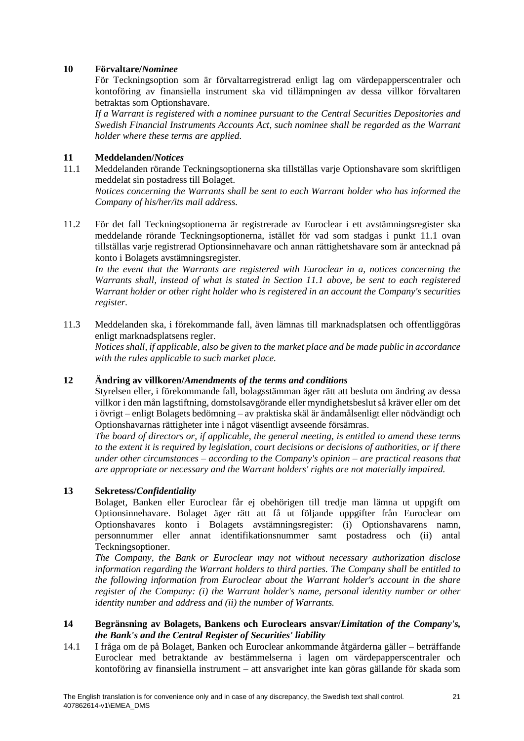## 10 Förvaltare/*Nominee*

För Teckningsoption som är förvaltarregistrerad enligt lag om värdepapperscentraler och kontoföring av finansiella instrument ska vid tillämpningen av dessa villkor förvaltaren betraktas som Optionshavare.

*If a Warrant is registered with a nominee pursuant to the Central Securities Depositories and Swedish Financial Instruments Accounts Act, such nominee shall be regarded as the Warrant holder where these terms are applied.*

## 11 Meddelanden/*Notices*

11.1 Meddelanden rörande Teckningsoptionerna ska tillställas varje Optionshavare som skriftligen meddelat sin postadress till Bolaget.

*Notices concerning the Warrants shall be sent to each Warrant holder who has informed the Company of his/her/its mail address.*

11.2 För det fall Teckningsoptionerna är registrerade av Euroclear i ett avstämningsregister ska meddelande rörande Teckningsoptionerna, istället för vad som stadgas i punkt 11.1 ovan tillställas varje registrerad Optionsinnehavare och annan rättighetshavare som är antecknad på konto i Bolagets avstämningsregister.

*In the event that the Warrants are registered with Euroclear in a, notices concerning the Warrants shall, instead of what is stated in Section 11.1 above, be sent to each registered Warrant holder or other right holder who is registered in an account the Company's securities register.*

11.3 Meddelanden ska, i förekommande fall, även lämnas till marknadsplatsen och offentliggöras enligt marknadsplatsens regler.

*Notices shall, if applicable, also be given to the market place and be made public in accordance with the rules applicable to such market place.*

## 12 Ändring av villkoren/*Amendments of the terms and conditions*

Styrelsen eller, i förekommande fall, bolagsstämman äger rätt att besluta om ändring av dessa villkor i den mån lagstiftning, domstolsavgörande eller myndighetsbeslut så kräver eller om det i övrigt – enligt Bolagets bedömning – av praktiska skäl är ändamålsenligt eller nödvändigt och Optionshavarnas rättigheter inte i något väsentligt avseende försämras.

*The board of directors or, if applicable, the general meeting, is entitled to amend these terms to the extent it is required by legislation, court decisions or decisions of authorities, or if there under other circumstances – according to the Company's opinion – are practical reasons that are appropriate or necessary and the Warrant holders' rights are not materially impaired.*

## 13 Sekretess/*Confidentiality*

Bolaget, Banken eller Euroclear får ej obehörigen till tredje man lämna ut uppgift om Optionsinnehavare. Bolaget äger rätt att få ut följande uppgifter från Euroclear om Optionshavares konto i Bolagets avstämningsregister: (i) Optionshavarens namn, personnummer eller annat identifikationsnummer samt postadress och (ii) antal Teckningsoptioner.

*The Company, the Bank or Euroclear may not without necessary authorization disclose information regarding the Warrant holders to third parties. The Company shall be entitled to the following information from Euroclear about the Warrant holder's account in the share register of the Company: (i) the Warrant holder's name, personal identity number or other identity number and address and (ii) the number of Warrants.*

## 14 Begränsning av Bolagets, Bankens och Euroclears ansvar/*Limitation of the Company's, the Bank's and the Central Register of Securities' liability*

14.1 I fråga om de på Bolaget, Banken och Euroclear ankommande åtgärderna gäller – beträffande Euroclear med betraktande av bestämmelserna i lagen om värdepapperscentraler och kontoföring av finansiella instrument – att ansvarighet inte kan göras gällande för skada som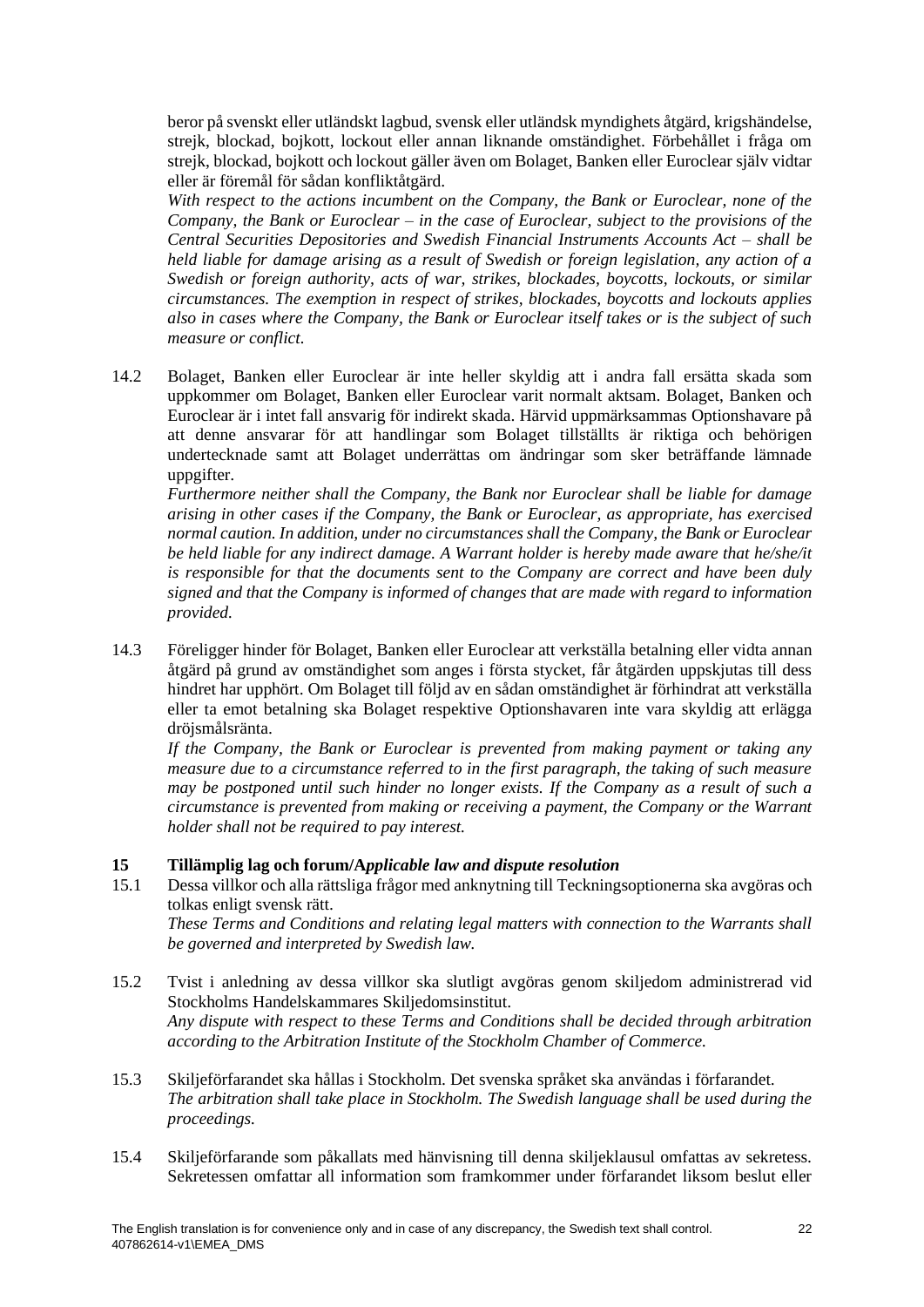beror på svenskt eller utländskt lagbud, svensk eller utländsk myndighets åtgärd, krigshändelse, strejk, blockad, bojkott, lockout eller annan liknande omständighet. Förbehållet i fråga om strejk, blockad, bojkott och lockout gäller även om Bolaget, Banken eller Euroclear själv vidtar eller är föremål för sådan konfliktåtgärd.

*With respect to the actions incumbent on the Company, the Bank or Euroclear, none of the Company, the Bank or Euroclear – in the case of Euroclear, subject to the provisions of the Central Securities Depositories and Swedish Financial Instruments Accounts Act – shall be held liable for damage arising as a result of Swedish or foreign legislation, any action of a Swedish or foreign authority, acts of war, strikes, blockades, boycotts, lockouts, or similar circumstances. The exemption in respect of strikes, blockades, boycotts and lockouts applies also in cases where the Company, the Bank or Euroclear itself takes or is the subject of such measure or conflict.*

14.2 Bolaget, Banken eller Euroclear är inte heller skyldig att i andra fall ersätta skada som uppkommer om Bolaget, Banken eller Euroclear varit normalt aktsam. Bolaget, Banken och Euroclear är i intet fall ansvarig för indirekt skada. Härvid uppmärksammas Optionshavare på att denne ansvarar för att handlingar som Bolaget tillställts är riktiga och behörigen undertecknade samt att Bolaget underrättas om ändringar som sker beträffande lämnade uppgifter.

*Furthermore neither shall the Company, the Bank nor Euroclear shall be liable for damage arising in other cases if the Company, the Bank or Euroclear, as appropriate, has exercised normal caution. In addition, under no circumstances shall the Company, the Bank or Euroclear be held liable for any indirect damage. A Warrant holder is hereby made aware that he/she/it is responsible for that the documents sent to the Company are correct and have been duly signed and that the Company is informed of changes that are made with regard to information provided.*

14.3 Föreligger hinder för Bolaget, Banken eller Euroclear att verkställa betalning eller vidta annan åtgärd på grund av omständighet som anges i första stycket, får åtgärden uppskjutas till dess hindret har upphört. Om Bolaget till följd av en sådan omständighet är förhindrat att verkställa eller ta emot betalning ska Bolaget respektive Optionshavaren inte vara skyldig att erlägga dröjsmålsränta.

*If the Company, the Bank or Euroclear is prevented from making payment or taking any measure due to a circumstance referred to in the first paragraph, the taking of such measure may be postponed until such hinder no longer exists. If the Company as a result of such a circumstance is prevented from making or receiving a payment, the Company or the Warrant holder shall not be required to pay interest.*

## 15 Tillämplig lag och forum/*Applicable law and dispute resolution*

15.1 Dessa villkor och alla rättsliga frågor med anknytning till Teckningsoptionerna ska avgöras och tolkas enligt svensk rätt.

*These Terms and Conditions and relating legal matters with connection to the Warrants shall be governed and interpreted by Swedish law.*

15.2 Tvist i anledning av dessa villkor ska slutligt avgöras genom skiljedom administrerad vid Stockholms Handelskammares Skiljedomsinstitut.

*Any dispute with respect to these Terms and Conditions shall be decided through arbitration according to the Arbitration Institute of the Stockholm Chamber of Commerce.*

15.3 Skiljeförfarandet ska hållas i Stockholm. Det svenska språket ska användas i förfarandet.

*The arbitration shall take place in Stockholm. The Swedish language shall be used during the proceedings.*

15.4 Skiljeförfarande som påkallats med hänvisning till denna skiljeklausul omfattas av sekretess. Sekretessen omfattar all information som framkommer under förfarandet liksom beslut eller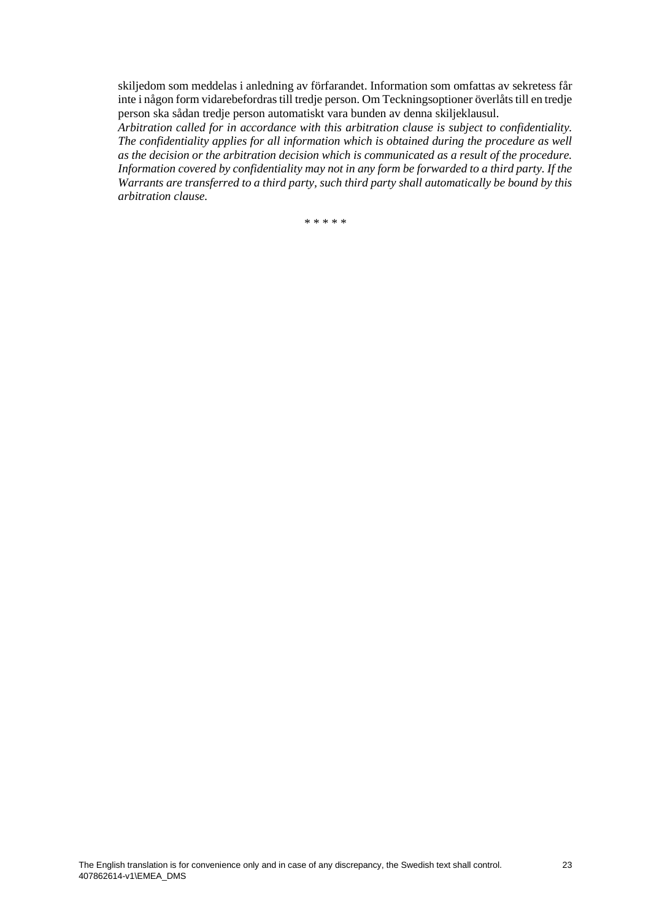skiljedom som meddelas i anledning av förfarandet. Information som omfattas av sekretess får inte i någon form vidarebefordras till tredje person. Om Teckningsoptioner överlåts till en tredje person ska sådan tredje person automatiskt vara bunden av denna skiljeklausul.

*Arbitration called for in accordance with this arbitration clause is subject to confidentiality. The confidentiality applies for all information which is obtained during the procedure as well as the decision or the arbitration decision which is communicated as a result of the procedure. Information covered by confidentiality may not in any form be forwarded to a third party. If the Warrants are transferred to a third party, such third party shall automatically be bound by this arbitration clause.*

\* \* \* \* \*